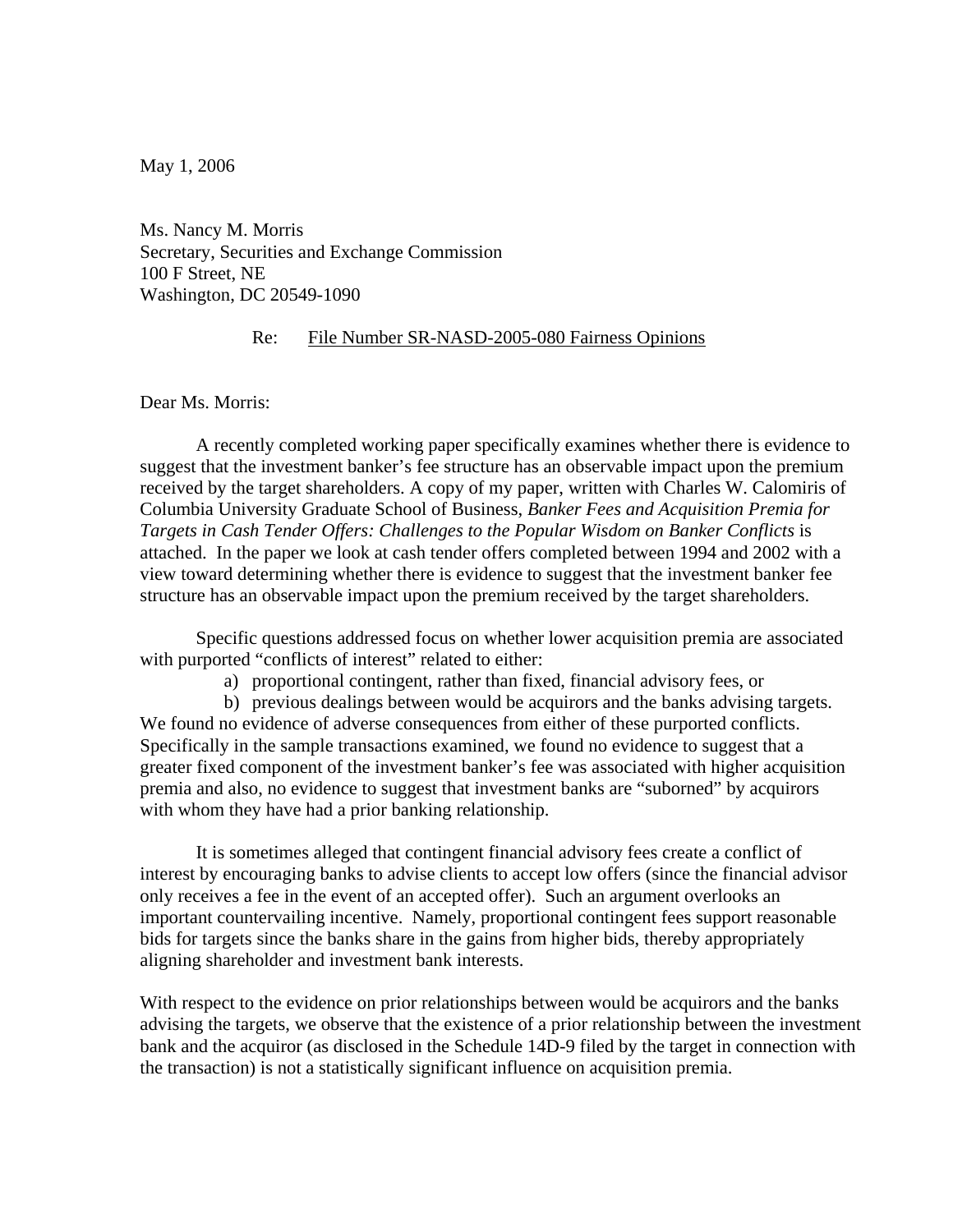May 1, 2006

Ms. Nancy M. Morris  
Secretary, Securities and Exchange Commission  
100 F Street, NE  
Washington, DC 20549-1090

Re: File Number SR-NASD-2005-080 Fairness Opinions

Dear Ms. Morris:

A recently completed working paper specifically examines whether there is evidence to suggest that the investment banker's fee structure has an observable impact upon the premium received by the target shareholders. A copy of my paper, written with Charles W. Calomiris of Columbia University Graduate School of Business, *Banker Fees and Acquisition Premia for Targets in Cash Tender Offers: Challenges to the Popular Wisdom on Banker Conflicts* is attached. In the paper we look at cash tender offers completed between 1994 and 2002 with a view toward determining whether there is evidence to suggest that the investment banker fee structure has an observable impact upon the premium received by the target shareholders.

Specific questions addressed focus on whether lower acquisition premia are associated with purported "conflicts of interest" related to either:

a) proportional contingent, rather than fixed, financial advisory fees, or
b) previous dealings between would be acquirors and the banks advising targets.

We found no evidence of adverse consequences from either of these purported conflicts. Specifically in the sample transactions examined, we found no evidence to suggest that a greater fixed component of the investment banker's fee was associated with higher acquisition premia and also, no evidence to suggest that investment banks are "suborned" by acquirors with whom they have had a prior banking relationship.

It is sometimes alleged that contingent financial advisory fees create a conflict of interest by encouraging banks to advise clients to accept low offers (since the financial advisor only receives a fee in the event of an accepted offer). Such an argument overlooks an important countervailing incentive. Namely, proportional contingent fees support reasonable bids for targets since the banks share in the gains from higher bids, thereby appropriately aligning shareholder and investment bank interests.

With respect to the evidence on prior relationships between would be acquirors and the banks advising the targets, we observe that the existence of a prior relationship between the investment bank and the acquiror (as disclosed in the Schedule 14D-9 filed by the target in connection with the transaction) is not a statistically significant influence on acquisition premia.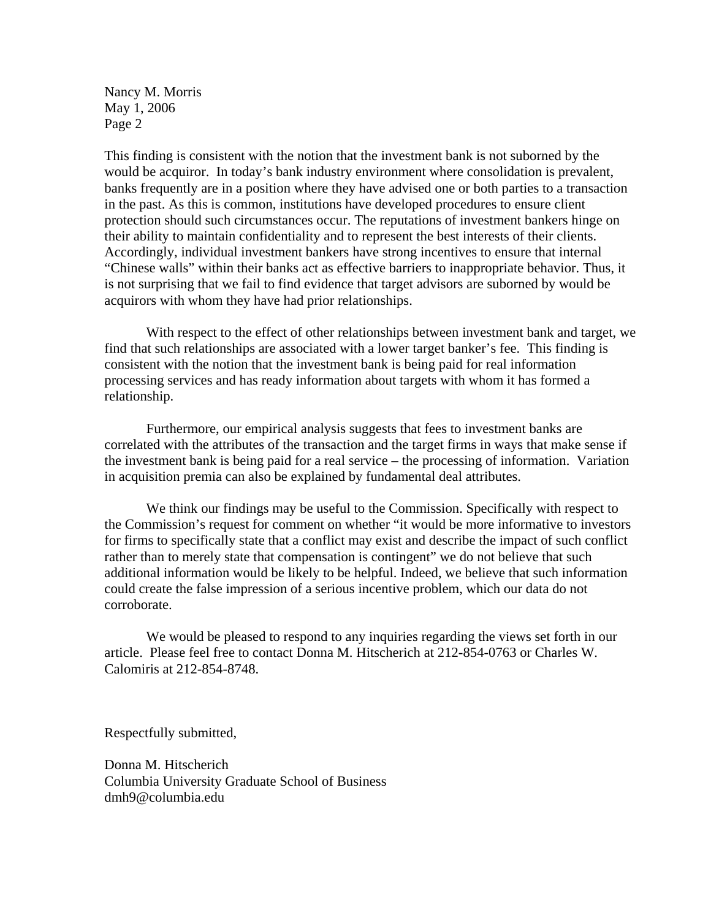This finding is consistent with the notion that the investment bank is not suborned by the would be acquiror. In today's bank industry environment where consolidation is prevalent, banks frequently are in a position where they have advised one or both parties to a transaction in the past. As this is common, institutions have developed procedures to ensure client protection should such circumstances occur. The reputations of investment bankers hinge on their ability to maintain confidentiality and to represent the best interests of their clients. Accordingly, individual investment bankers have strong incentives to ensure that internal "Chinese walls" within their banks act as effective barriers to inappropriate behavior. Thus, it is not surprising that we fail to find evidence that target advisors are suborned by would be acquirors with whom they have had prior relationships.

With respect to the effect of other relationships between investment bank and target, we find that such relationships are associated with a lower target banker's fee. This finding is consistent with the notion that the investment bank is being paid for real information processing services and has ready information about targets with whom it has formed a relationship.

Furthermore, our empirical analysis suggests that fees to investment banks are correlated with the attributes of the transaction and the target firms in ways that make sense if the investment bank is being paid for a real service – the processing of information. Variation in acquisition premia can also be explained by fundamental deal attributes.

We think our findings may be useful to the Commission. Specifically with respect to the Commission's request for comment on whether "it would be more informative to investors for firms to specifically state that a conflict may exist and describe the impact of such conflict rather than to merely state that compensation is contingent" we do not believe that such additional information would be likely to be helpful. Indeed, we believe that such information could create the false impression of a serious incentive problem, which our data do not corroborate.

We would be pleased to respond to any inquiries regarding the views set forth in our article. Please feel free to contact Donna M. Hitscherich at 212-854-0763 or Charles W. Calomiris at 212-854-8748.

Respectfully submitted,

Donna M. Hitscherich
Columbia University Graduate School of Business
dmh9@columbia.edu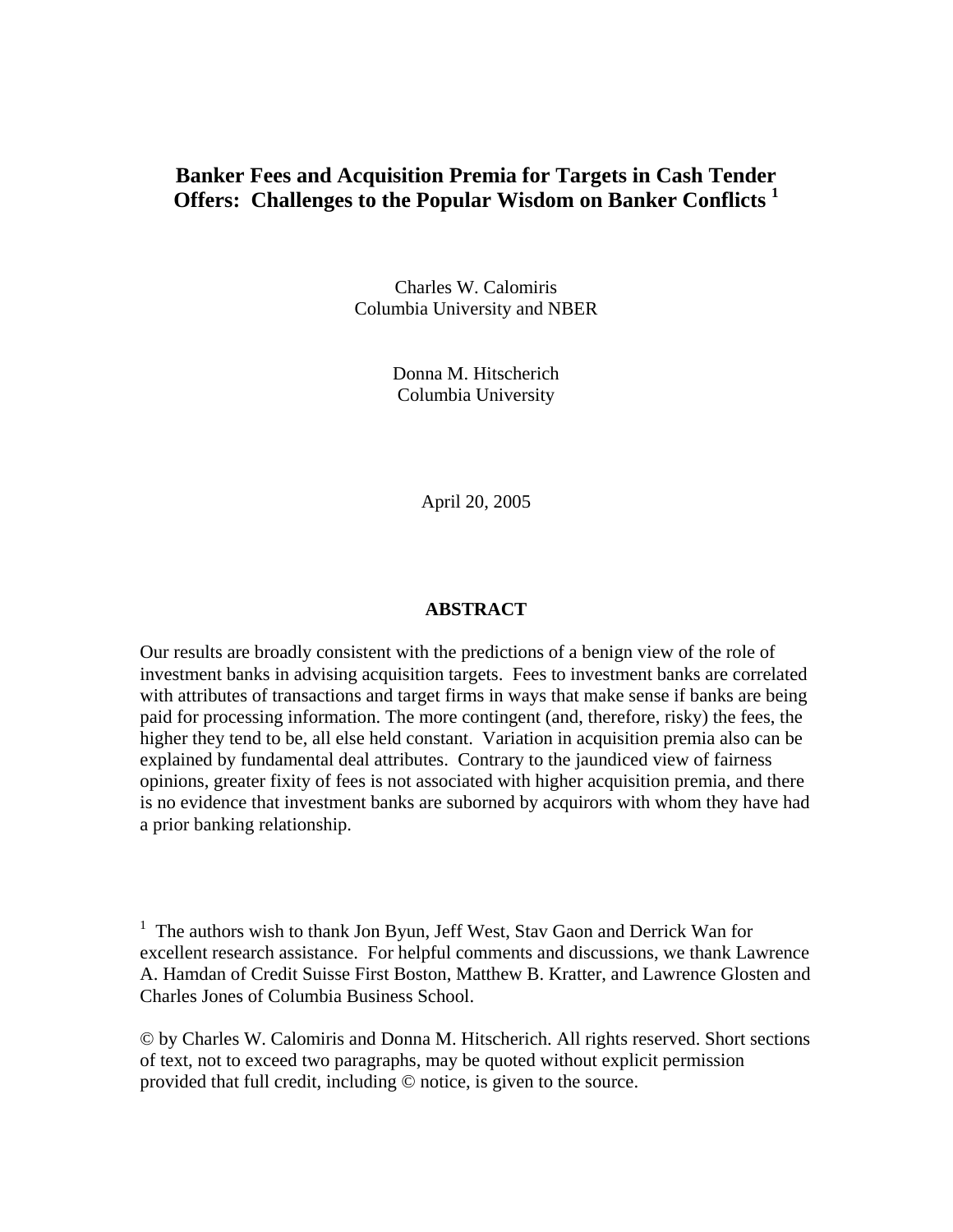# Banker Fees and Acquisition Premia for Targets in Cash Tender Offers: Challenges to the Popular Wisdom on Banker Conflicts [1]

Charles W. Calomiris
Columbia University and NBER

Donna M. Hitscherich
Columbia University

April 20, 2005

## ABSTRACT

Our results are broadly consistent with the predictions of a benign view of the role of investment banks in advising acquisition targets. Fees to investment banks are correlated with attributes of transactions and target firms in ways that make sense if banks are being paid for processing information. The more contingent (and, therefore, risky) the fees, the higher they tend to be, all else held constant. Variation in acquisition premia also can be explained by fundamental deal attributes. Contrary to the jaundiced view of fairness opinions, greater fixity of fees is not associated with higher acquisition premia, and there is no evidence that investment banks are suborned by acquirors with whom they have had a prior banking relationship.

[1] The authors wish to thank Jon Byun, Jeff West, Stav Gaon and Derrick Wan for excellent research assistance. For helpful comments and discussions, we thank Lawrence A. Hamdan of Credit Suisse First Boston, Matthew B. Kratter, and Lawrence Glosten and Charles Jones of Columbia Business School.

© by Charles W. Calomiris and Donna M. Hitscherich. All rights reserved. Short sections of text, not to exceed two paragraphs, may be quoted without explicit permission provided that full credit, including © notice, is given to the source.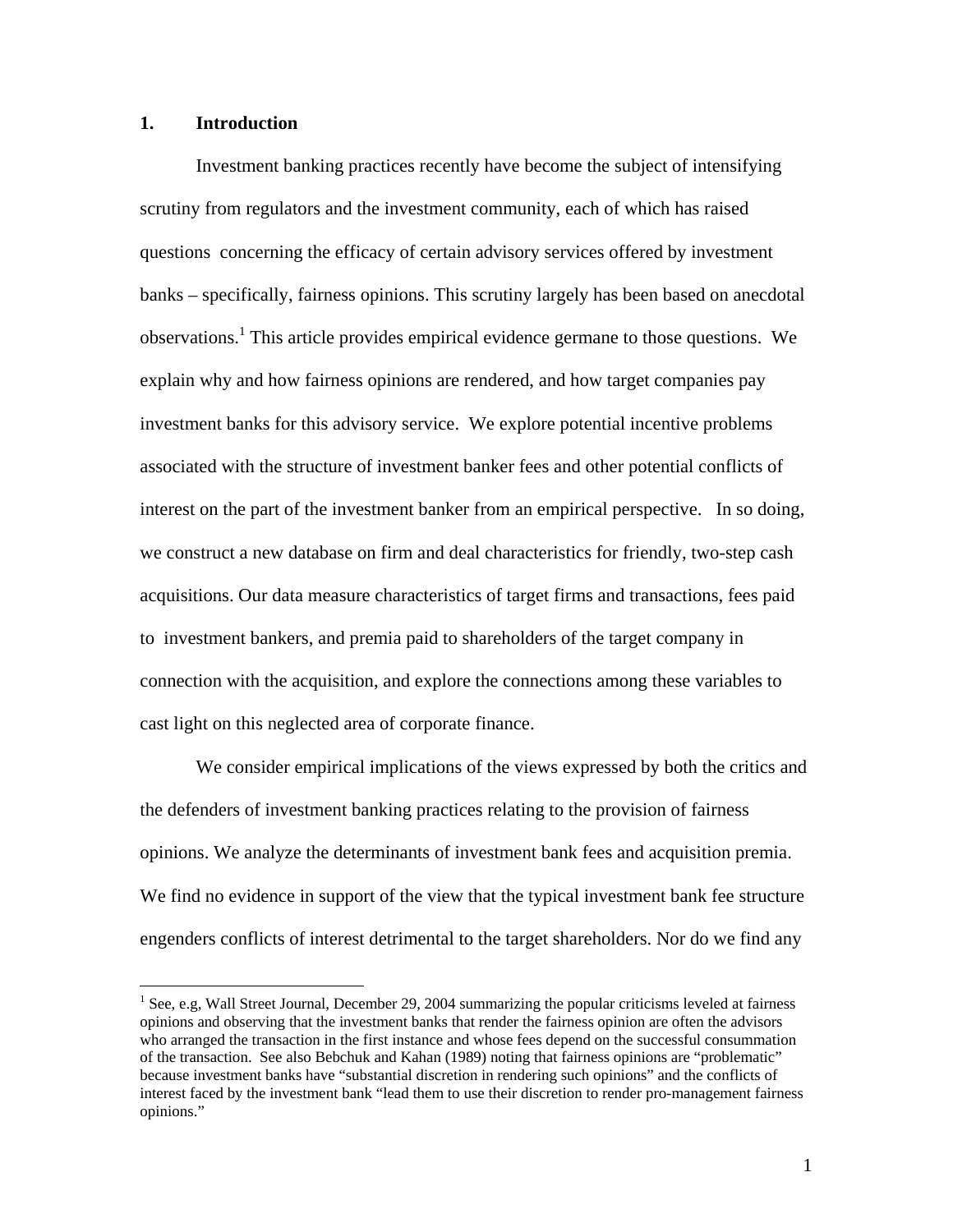## 1. Introduction

Investment banking practices recently have become the subject of intensifying scrutiny from regulators and the investment community, each of which has raised questions concerning the efficacy of certain advisory services offered by investment banks – specifically, fairness opinions. This scrutiny largely has been based on anecdotal observations.[1] This article provides empirical evidence germane to those questions. We explain why and how fairness opinions are rendered, and how target companies pay investment banks for this advisory service. We explore potential incentive problems associated with the structure of investment banker fees and other potential conflicts of interest on the part of the investment banker from an empirical perspective. In so doing, we construct a new database on firm and deal characteristics for friendly, two-step cash acquisitions. Our data measure characteristics of target firms and transactions, fees paid to investment bankers, and premia paid to shareholders of the target company in connection with the acquisition, and explore the connections among these variables to cast light on this neglected area of corporate finance.

We consider empirical implications of the views expressed by both the critics and the defenders of investment banking practices relating to the provision of fairness opinions. We analyze the determinants of investment bank fees and acquisition premia. We find no evidence in support of the view that the typical investment bank fee structure engenders conflicts of interest detrimental to the target shareholders. Nor do we find any

[1] See, e.g, Wall Street Journal, December 29, 2004 summarizing the popular criticisms leveled at fairness opinions and observing that the investment banks that render the fairness opinion are often the advisors who arranged the transaction in the first instance and whose fees depend on the successful consummation of the transaction. See also Bebchuk and Kahan (1989) noting that fairness opinions are "problematic" because investment banks have "substantial discretion in rendering such opinions" and the conflicts of interest faced by the investment bank "lead them to use their discretion to render pro-management fairness opinions."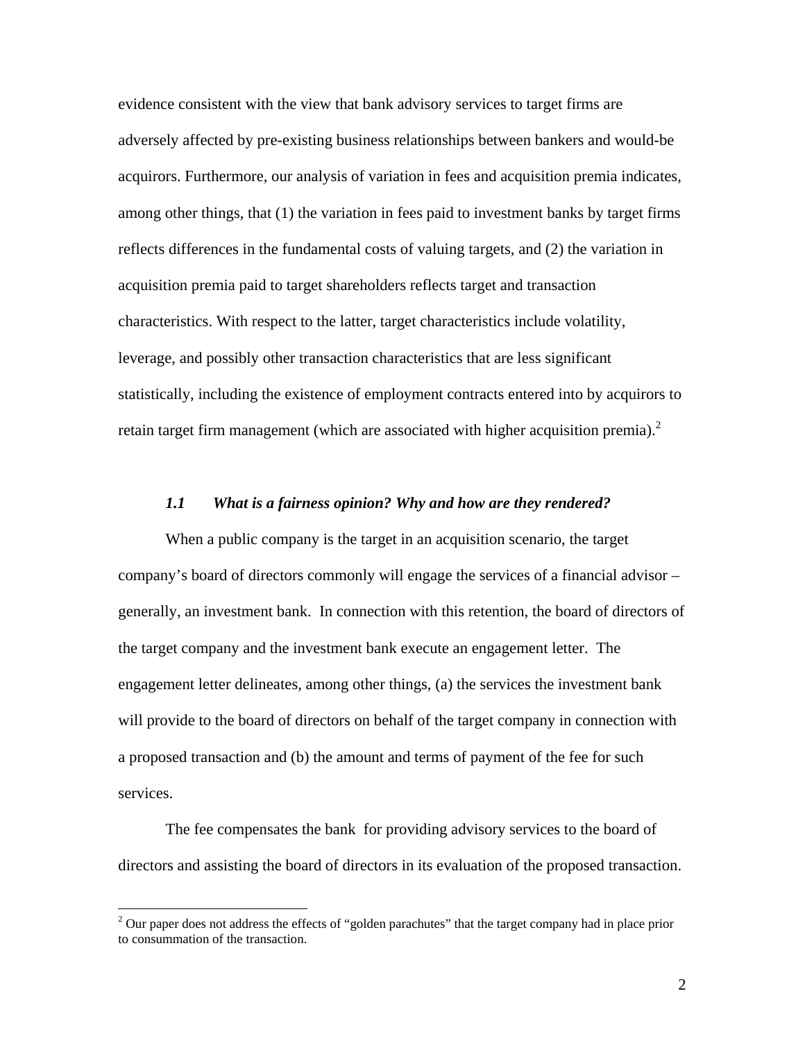evidence consistent with the view that bank advisory services to target firms are adversely affected by pre-existing business relationships between bankers and would-be acquirors. Furthermore, our analysis of variation in fees and acquisition premia indicates, among other things, that (1) the variation in fees paid to investment banks by target firms reflects differences in the fundamental costs of valuing targets, and (2) the variation in acquisition premia paid to target shareholders reflects target and transaction characteristics. With respect to the latter, target characteristics include volatility, leverage, and possibly other transaction characteristics that are less significant statistically, including the existence of employment contracts entered into by acquirors to retain target firm management (which are associated with higher acquisition premia).[2]

### *1.1 What is a fairness opinion? Why and how are they rendered?*

When a public company is the target in an acquisition scenario, the target company's board of directors commonly will engage the services of a financial advisor – generally, an investment bank. In connection with this retention, the board of directors of the target company and the investment bank execute an engagement letter. The engagement letter delineates, among other things, (a) the services the investment bank will provide to the board of directors on behalf of the target company in connection with a proposed transaction and (b) the amount and terms of payment of the fee for such services.

The fee compensates the bank for providing advisory services to the board of directors and assisting the board of directors in its evaluation of the proposed transaction.

[2] Our paper does not address the effects of "golden parachutes" that the target company had in place prior to consummation of the transaction.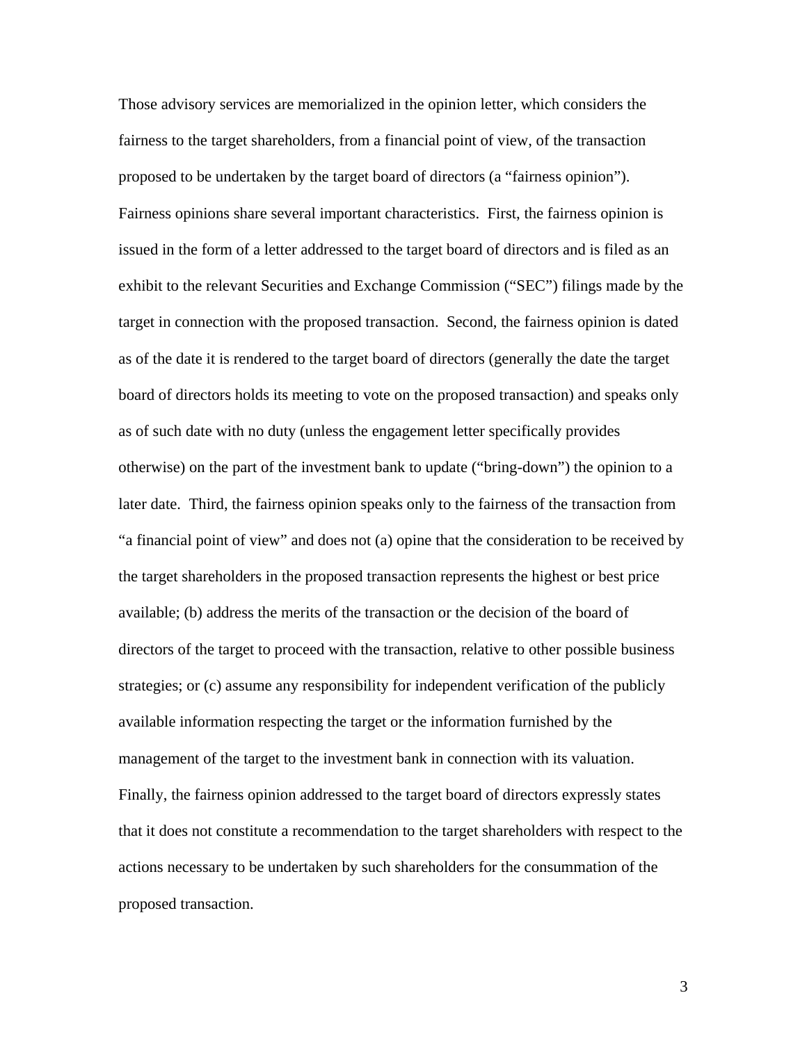Those advisory services are memorialized in the opinion letter, which considers the fairness to the target shareholders, from a financial point of view, of the transaction proposed to be undertaken by the target board of directors (a "fairness opinion"). Fairness opinions share several important characteristics. First, the fairness opinion is issued in the form of a letter addressed to the target board of directors and is filed as an exhibit to the relevant Securities and Exchange Commission ("SEC") filings made by the target in connection with the proposed transaction. Second, the fairness opinion is dated as of the date it is rendered to the target board of directors (generally the date the target board of directors holds its meeting to vote on the proposed transaction) and speaks only as of such date with no duty (unless the engagement letter specifically provides otherwise) on the part of the investment bank to update ("bring-down") the opinion to a later date. Third, the fairness opinion speaks only to the fairness of the transaction from "a financial point of view" and does not (a) opine that the consideration to be received by the target shareholders in the proposed transaction represents the highest or best price available; (b) address the merits of the transaction or the decision of the board of directors of the target to proceed with the transaction, relative to other possible business strategies; or (c) assume any responsibility for independent verification of the publicly available information respecting the target or the information furnished by the management of the target to the investment bank in connection with its valuation. Finally, the fairness opinion addressed to the target board of directors expressly states that it does not constitute a recommendation to the target shareholders with respect to the actions necessary to be undertaken by such shareholders for the consummation of the proposed transaction.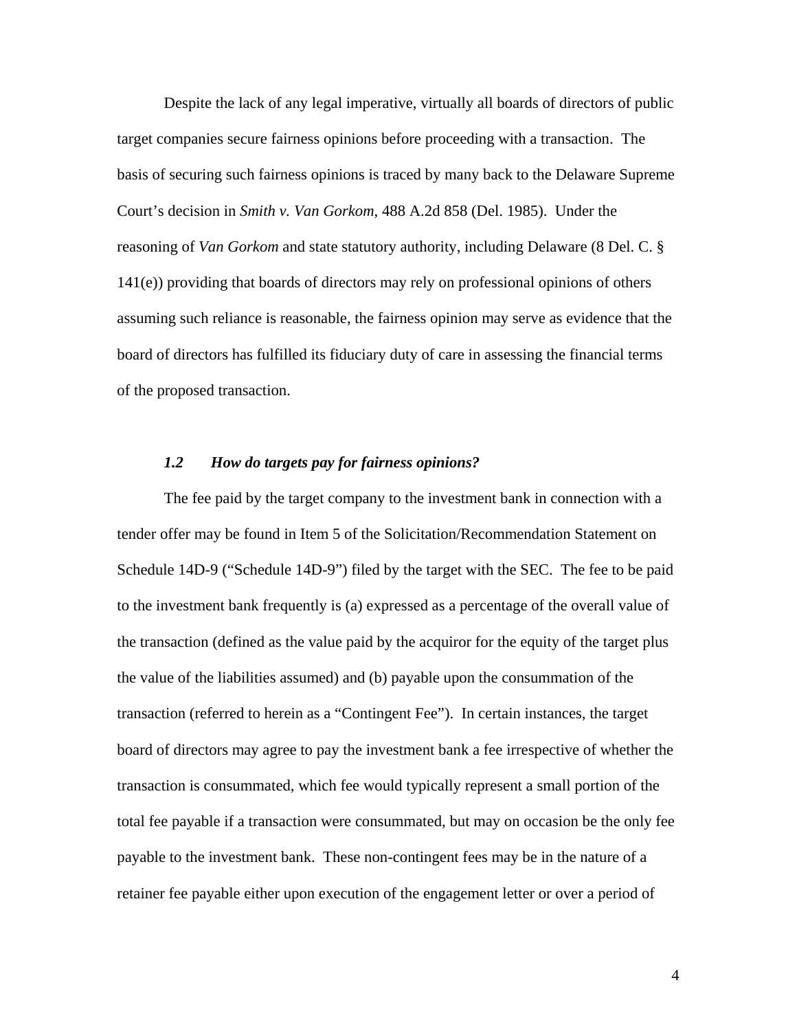Despite the lack of any legal imperative, virtually all boards of directors of public target companies secure fairness opinions before proceeding with a transaction. The basis of securing such fairness opinions is traced by many back to the Delaware Supreme Court's decision in *Smith v. Van Gorkom*, 488 A.2d 858 (Del. 1985). Under the reasoning of *Van Gorkom* and state statutory authority, including Delaware (8 Del. C. § 141(e)) providing that boards of directors may rely on professional opinions of others assuming such reliance is reasonable, the fairness opinion may serve as evidence that the board of directors has fulfilled its fiduciary duty of care in assessing the financial terms of the proposed transaction.

### *1.2 How do targets pay for fairness opinions?*

The fee paid by the target company to the investment bank in connection with a tender offer may be found in Item 5 of the Solicitation/Recommendation Statement on Schedule 14D-9 ("Schedule 14D-9") filed by the target with the SEC. The fee to be paid to the investment bank frequently is (a) expressed as a percentage of the overall value of the transaction (defined as the value paid by the acquiror for the equity of the target plus the value of the liabilities assumed) and (b) payable upon the consummation of the transaction (referred to herein as a "Contingent Fee"). In certain instances, the target board of directors may agree to pay the investment bank a fee irrespective of whether the transaction is consummated, which fee would typically represent a small portion of the total fee payable if a transaction were consummated, but may on occasion be the only fee payable to the investment bank. These non-contingent fees may be in the nature of a retainer fee payable either upon execution of the engagement letter or over a period of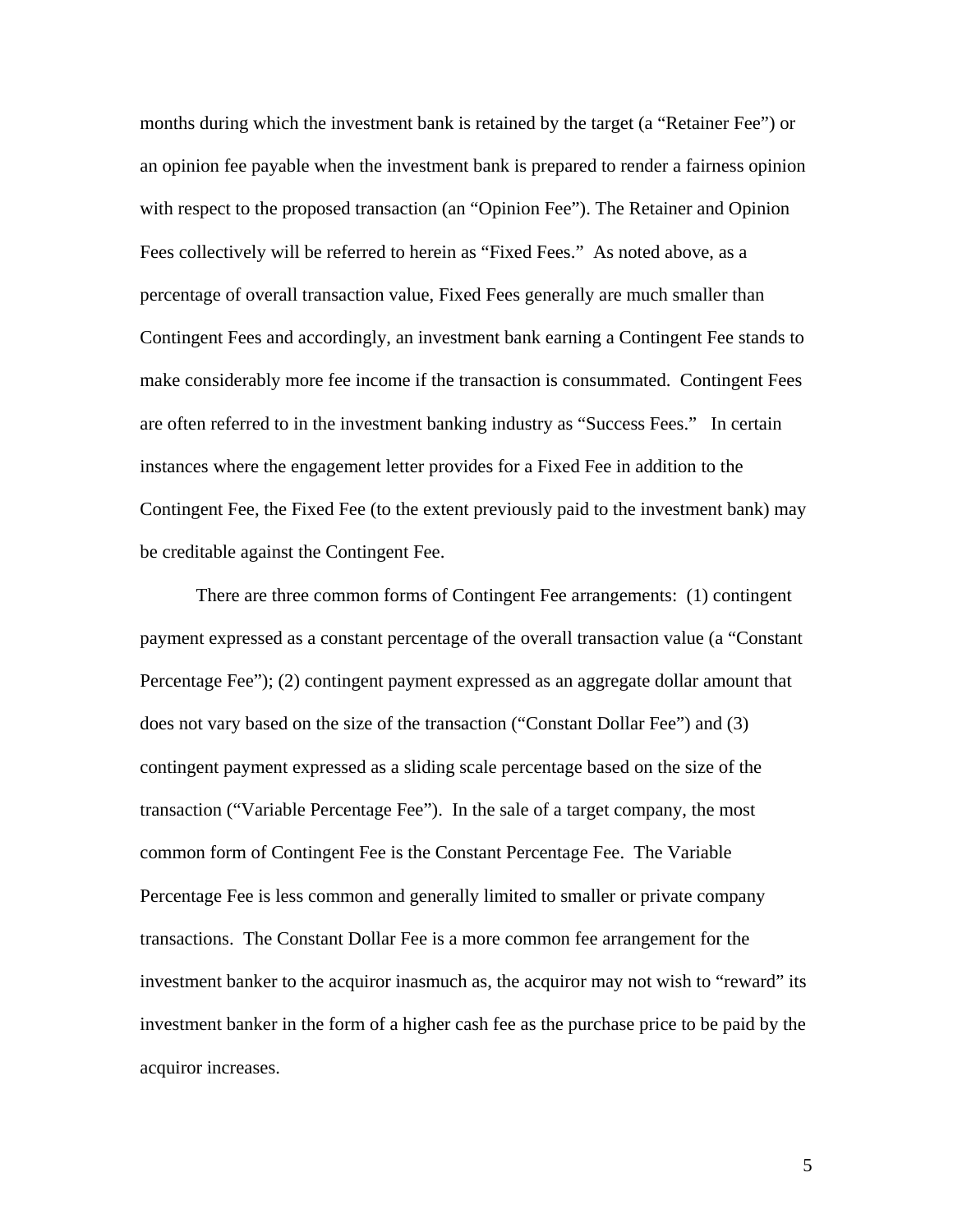months during which the investment bank is retained by the target (a "Retainer Fee") or an opinion fee payable when the investment bank is prepared to render a fairness opinion with respect to the proposed transaction (an "Opinion Fee"). The Retainer and Opinion Fees collectively will be referred to herein as "Fixed Fees." As noted above, as a percentage of overall transaction value, Fixed Fees generally are much smaller than Contingent Fees and accordingly, an investment bank earning a Contingent Fee stands to make considerably more fee income if the transaction is consummated. Contingent Fees are often referred to in the investment banking industry as "Success Fees." In certain instances where the engagement letter provides for a Fixed Fee in addition to the Contingent Fee, the Fixed Fee (to the extent previously paid to the investment bank) may be creditable against the Contingent Fee.

There are three common forms of Contingent Fee arrangements: (1) contingent payment expressed as a constant percentage of the overall transaction value (a "Constant Percentage Fee"); (2) contingent payment expressed as an aggregate dollar amount that does not vary based on the size of the transaction ("Constant Dollar Fee") and (3) contingent payment expressed as a sliding scale percentage based on the size of the transaction ("Variable Percentage Fee"). In the sale of a target company, the most common form of Contingent Fee is the Constant Percentage Fee. The Variable Percentage Fee is less common and generally limited to smaller or private company transactions. The Constant Dollar Fee is a more common fee arrangement for the investment banker to the acquiror inasmuch as, the acquiror may not wish to "reward" its investment banker in the form of a higher cash fee as the purchase price to be paid by the acquiror increases.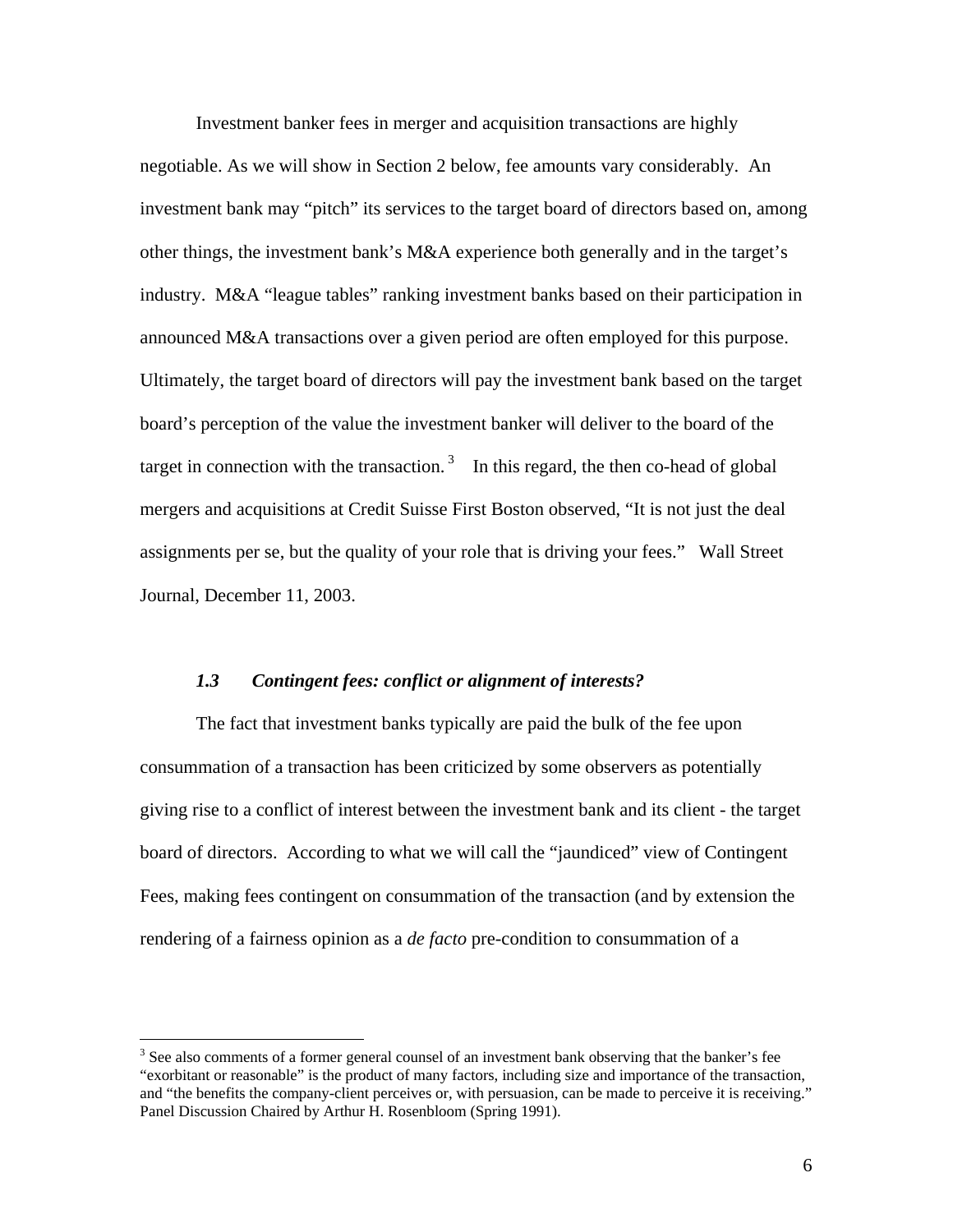Investment banker fees in merger and acquisition transactions are highly negotiable. As we will show in Section 2 below, fee amounts vary considerably. An investment bank may "pitch" its services to the target board of directors based on, among other things, the investment bank's M&A experience both generally and in the target's industry. M&A "league tables" ranking investment banks based on their participation in announced M&A transactions over a given period are often employed for this purpose. Ultimately, the target board of directors will pay the investment bank based on the target board's perception of the value the investment banker will deliver to the board of the target in connection with the transaction.[3] In this regard, the then co-head of global mergers and acquisitions at Credit Suisse First Boston observed, "It is not just the deal assignments per se, but the quality of your role that is driving your fees." Wall Street Journal, December 11, 2003.

### *1.3 Contingent fees: conflict or alignment of interests?*

The fact that investment banks typically are paid the bulk of the fee upon consummation of a transaction has been criticized by some observers as potentially giving rise to a conflict of interest between the investment bank and its client - the target board of directors. According to what we will call the "jaundiced" view of Contingent Fees, making fees contingent on consummation of the transaction (and by extension the rendering of a fairness opinion as a *de facto* pre-condition to consummation of a

---

[3] See also comments of a former general counsel of an investment bank observing that the banker's fee "exorbitant or reasonable" is the product of many factors, including size and importance of the transaction, and "the benefits the company-client perceives or, with persuasion, can be made to perceive it is receiving." Panel Discussion Chaired by Arthur H. Rosenbloom (Spring 1991).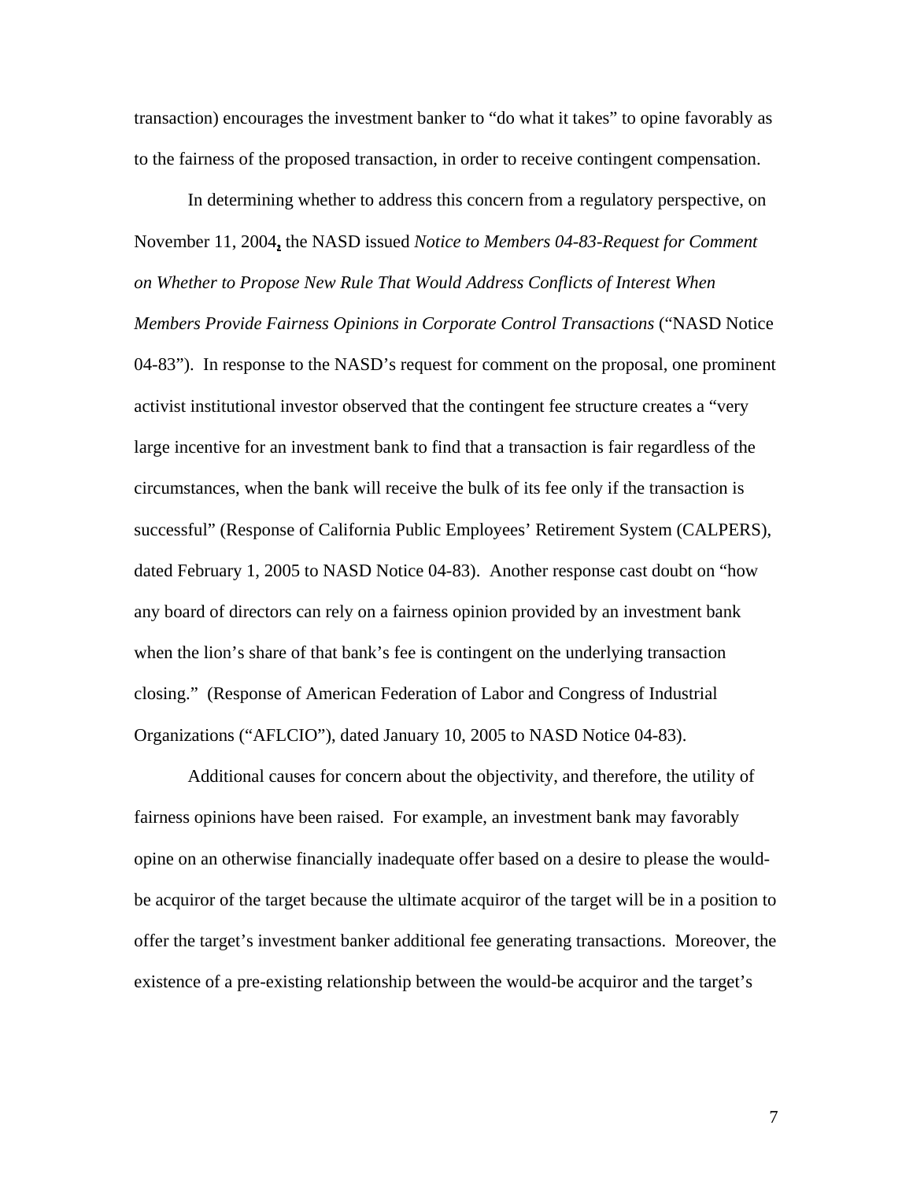transaction) encourages the investment banker to "do what it takes" to opine favorably as to the fairness of the proposed transaction, in order to receive contingent compensation.

In determining whether to address this concern from a regulatory perspective, on November 11, 2004, the NASD issued *Notice to Members 04-83-Request for Comment on Whether to Propose New Rule That Would Address Conflicts of Interest When Members Provide Fairness Opinions in Corporate Control Transactions* ("NASD Notice 04-83"). In response to the NASD's request for comment on the proposal, one prominent activist institutional investor observed that the contingent fee structure creates a "very large incentive for an investment bank to find that a transaction is fair regardless of the circumstances, when the bank will receive the bulk of its fee only if the transaction is successful" (Response of California Public Employees' Retirement System (CALPERS), dated February 1, 2005 to NASD Notice 04-83). Another response cast doubt on "how any board of directors can rely on a fairness opinion provided by an investment bank when the lion's share of that bank's fee is contingent on the underlying transaction closing." (Response of American Federation of Labor and Congress of Industrial Organizations ("AFLCIO"), dated January 10, 2005 to NASD Notice 04-83).

Additional causes for concern about the objectivity, and therefore, the utility of fairness opinions have been raised. For example, an investment bank may favorably opine on an otherwise financially inadequate offer based on a desire to please the would-be acquiror of the target because the ultimate acquiror of the target will be in a position to offer the target's investment banker additional fee generating transactions. Moreover, the existence of a pre-existing relationship between the would-be acquiror and the target's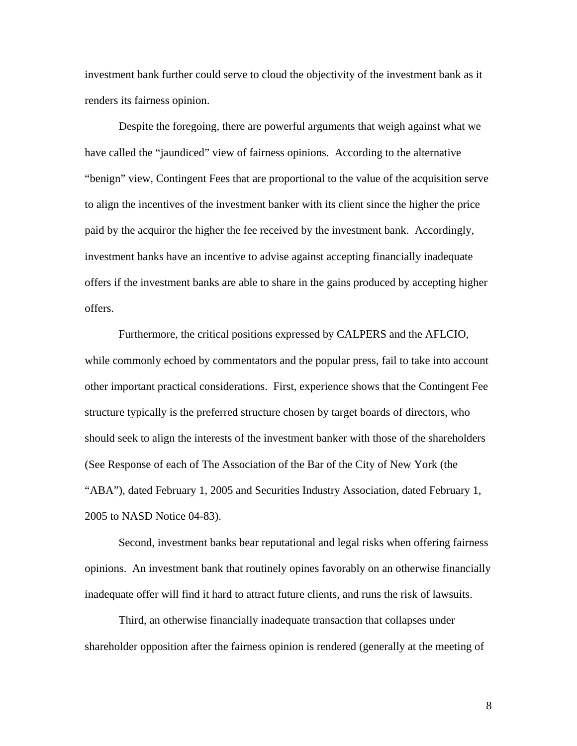investment bank further could serve to cloud the objectivity of the investment bank as it renders its fairness opinion.

Despite the foregoing, there are powerful arguments that weigh against what we have called the "jaundiced" view of fairness opinions. According to the alternative "benign" view, Contingent Fees that are proportional to the value of the acquisition serve to align the incentives of the investment banker with its client since the higher the price paid by the acquiror the higher the fee received by the investment bank. Accordingly, investment banks have an incentive to advise against accepting financially inadequate offers if the investment banks are able to share in the gains produced by accepting higher offers.

Furthermore, the critical positions expressed by CALPERS and the AFLCIO, while commonly echoed by commentators and the popular press, fail to take into account other important practical considerations. First, experience shows that the Contingent Fee structure typically is the preferred structure chosen by target boards of directors, who should seek to align the interests of the investment banker with those of the shareholders (See Response of each of The Association of the Bar of the City of New York (the "ABA"), dated February 1, 2005 and Securities Industry Association, dated February 1, 2005 to NASD Notice 04-83).

Second, investment banks bear reputational and legal risks when offering fairness opinions. An investment bank that routinely opines favorably on an otherwise financially inadequate offer will find it hard to attract future clients, and runs the risk of lawsuits.

Third, an otherwise financially inadequate transaction that collapses under shareholder opposition after the fairness opinion is rendered (generally at the meeting of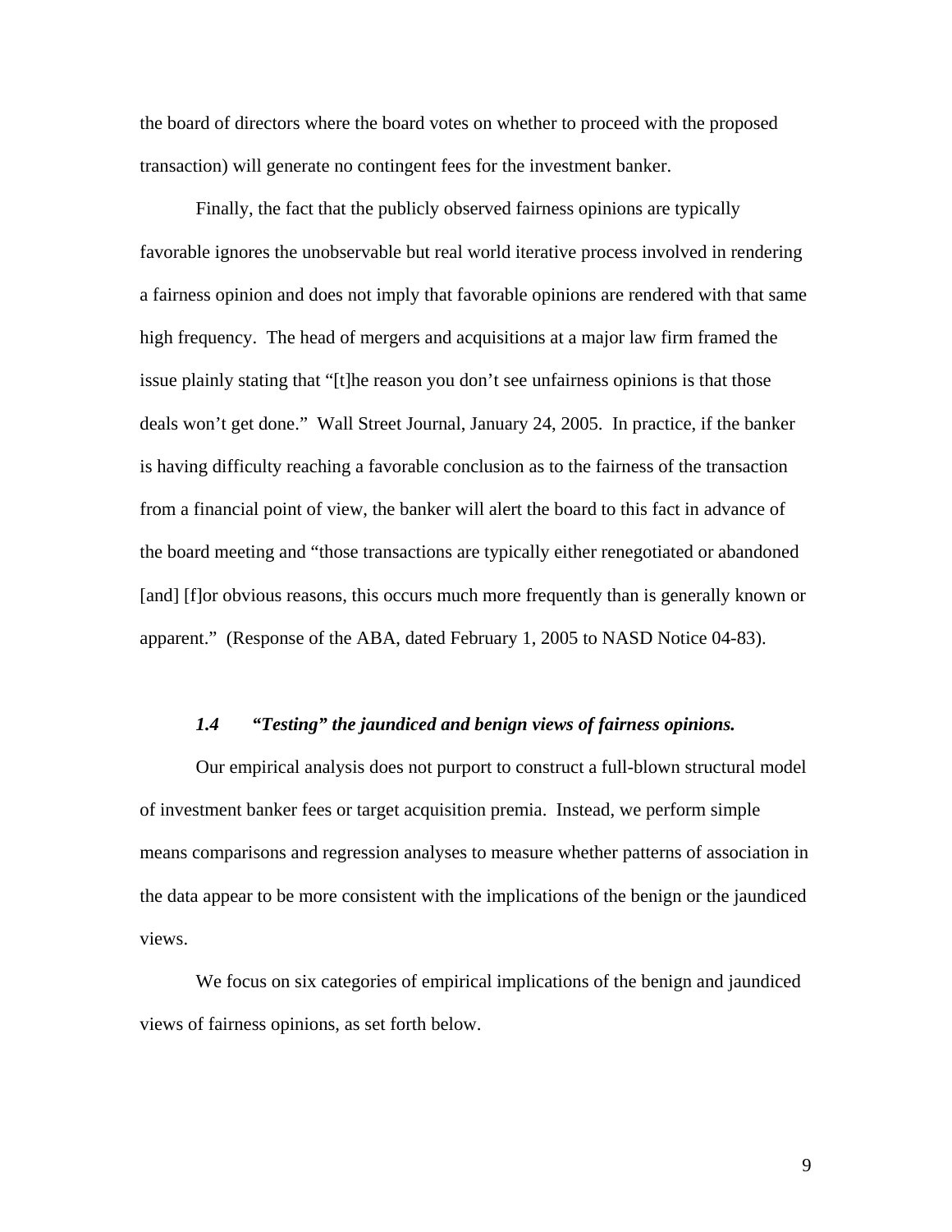the board of directors where the board votes on whether to proceed with the proposed transaction) will generate no contingent fees for the investment banker.

Finally, the fact that the publicly observed fairness opinions are typically favorable ignores the unobservable but real world iterative process involved in rendering a fairness opinion and does not imply that favorable opinions are rendered with that same high frequency. The head of mergers and acquisitions at a major law firm framed the issue plainly stating that "[t]he reason you don't see unfairness opinions is that those deals won't get done." Wall Street Journal, January 24, 2005. In practice, if the banker is having difficulty reaching a favorable conclusion as to the fairness of the transaction from a financial point of view, the banker will alert the board to this fact in advance of the board meeting and "those transactions are typically either renegotiated or abandoned [and] [f]or obvious reasons, this occurs much more frequently than is generally known or apparent." (Response of the ABA, dated February 1, 2005 to NASD Notice 04-83).

### *1.4 "Testing" the jaundiced and benign views of fairness opinions.*

Our empirical analysis does not purport to construct a full-blown structural model of investment banker fees or target acquisition premia. Instead, we perform simple means comparisons and regression analyses to measure whether patterns of association in the data appear to be more consistent with the implications of the benign or the jaundiced views.

We focus on six categories of empirical implications of the benign and jaundiced views of fairness opinions, as set forth below.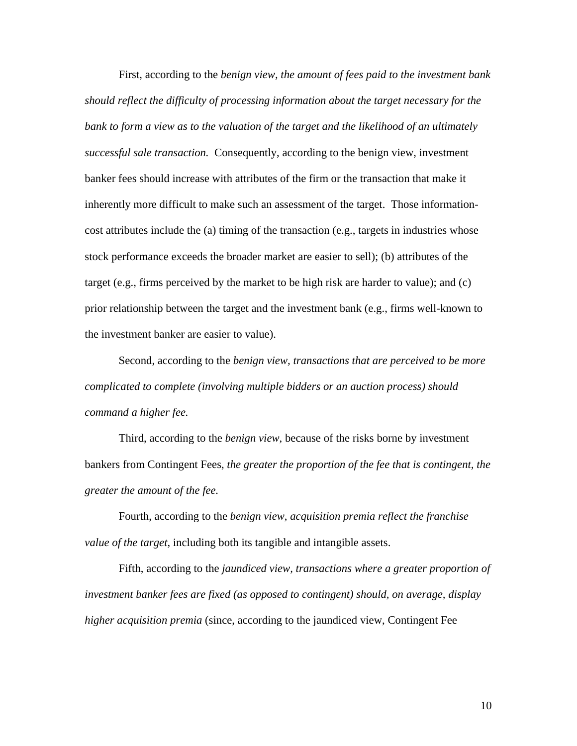First, according to the *benign view, the amount of fees paid to the investment bank should reflect the difficulty of processing information about the target necessary for the bank to form a view as to the valuation of the target and the likelihood of an ultimately successful sale transaction.* Consequently, according to the benign view, investment banker fees should increase with attributes of the firm or the transaction that make it inherently more difficult to make such an assessment of the target. Those information-cost attributes include the (a) timing of the transaction (e.g., targets in industries whose stock performance exceeds the broader market are easier to sell); (b) attributes of the target (e.g., firms perceived by the market to be high risk are harder to value); and (c) prior relationship between the target and the investment bank (e.g., firms well-known to the investment banker are easier to value).

Second, according to the *benign view, transactions that are perceived to be more complicated to complete (involving multiple bidders or an auction process) should command a higher fee.*

Third, according to the *benign view*, because of the risks borne by investment bankers from Contingent Fees, *the greater the proportion of the fee that is contingent, the greater the amount of the fee.*

Fourth, according to the *benign view, acquisition premia reflect the franchise value of the target*, including both its tangible and intangible assets.

Fifth, according to the *jaundiced view, transactions where a greater proportion of investment banker fees are fixed (as opposed to contingent) should, on average, display higher acquisition premia* (since, according to the jaundiced view, Contingent Fee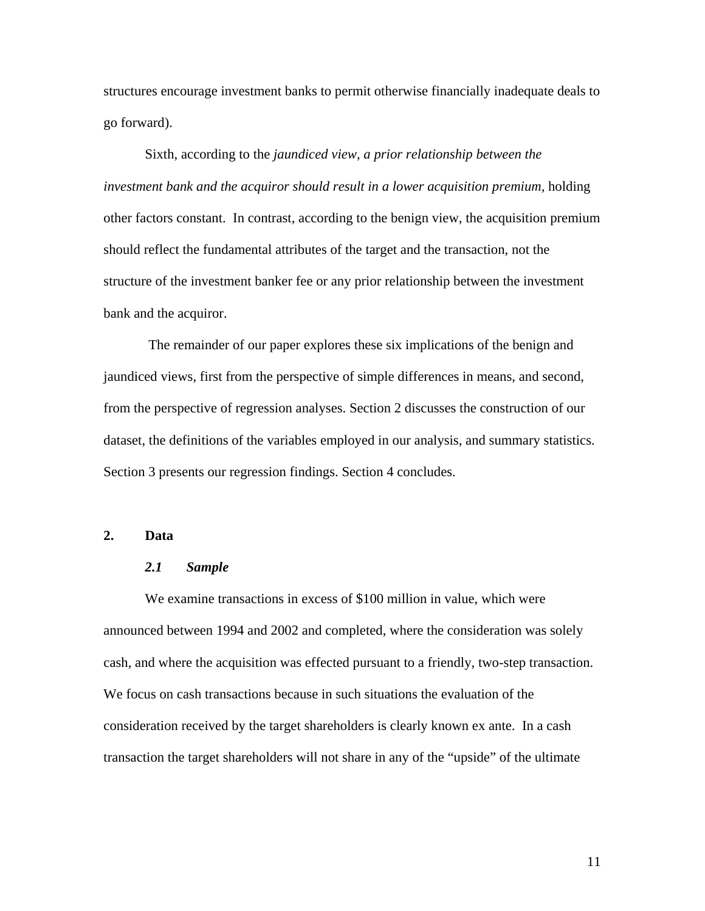structures encourage investment banks to permit otherwise financially inadequate deals to go forward).

Sixth, according to the *jaundiced view, a prior relationship between the investment bank and the acquiror should result in a lower acquisition premium,* holding other factors constant. In contrast, according to the benign view, the acquisition premium should reflect the fundamental attributes of the target and the transaction, not the structure of the investment banker fee or any prior relationship between the investment bank and the acquiror.

The remainder of our paper explores these six implications of the benign and jaundiced views, first from the perspective of simple differences in means, and second, from the perspective of regression analyses. Section 2 discusses the construction of our dataset, the definitions of the variables employed in our analysis, and summary statistics. Section 3 presents our regression findings. Section 4 concludes.

## 2. Data

### *2.1 Sample*

We examine transactions in excess of $100 million in value, which were announced between 1994 and 2002 and completed, where the consideration was solely cash, and where the acquisition was effected pursuant to a friendly, two-step transaction. We focus on cash transactions because in such situations the evaluation of the consideration received by the target shareholders is clearly known ex ante. In a cash transaction the target shareholders will not share in any of the "upside" of the ultimate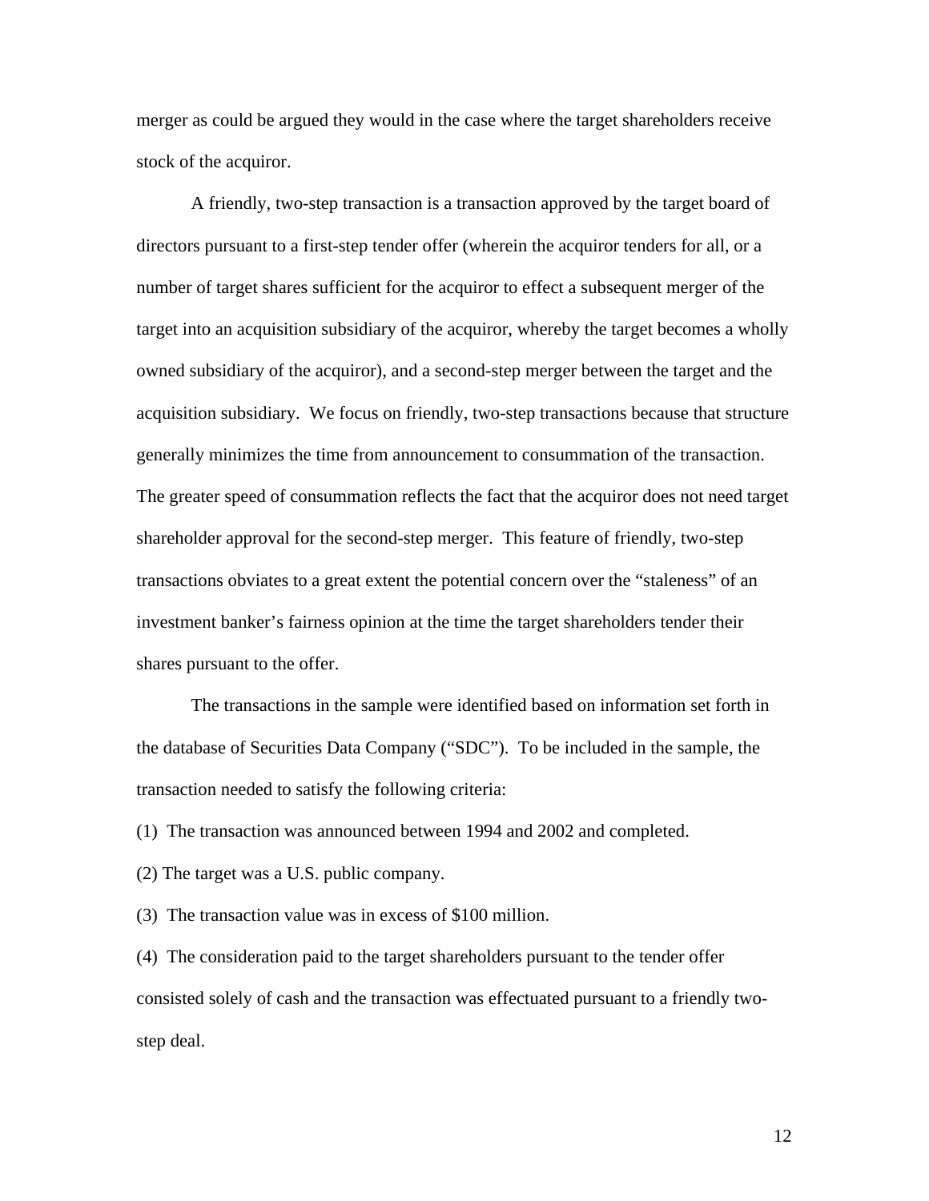merger as could be argued they would in the case where the target shareholders receive stock of the acquiror.

A friendly, two-step transaction is a transaction approved by the target board of directors pursuant to a first-step tender offer (wherein the acquiror tenders for all, or a number of target shares sufficient for the acquiror to effect a subsequent merger of the target into an acquisition subsidiary of the acquiror, whereby the target becomes a wholly owned subsidiary of the acquiror), and a second-step merger between the target and the acquisition subsidiary. We focus on friendly, two-step transactions because that structure generally minimizes the time from announcement to consummation of the transaction. The greater speed of consummation reflects the fact that the acquiror does not need target shareholder approval for the second-step merger. This feature of friendly, two-step transactions obviates to a great extent the potential concern over the "staleness" of an investment banker's fairness opinion at the time the target shareholders tender their shares pursuant to the offer.

The transactions in the sample were identified based on information set forth in the database of Securities Data Company ("SDC"). To be included in the sample, the transaction needed to satisfy the following criteria:

(1) The transaction was announced between 1994 and 2002 and completed.

(2) The target was a U.S. public company.

(3) The transaction value was in excess of $100 million.

(4) The consideration paid to the target shareholders pursuant to the tender offer consisted solely of cash and the transaction was effectuated pursuant to a friendly two-step deal.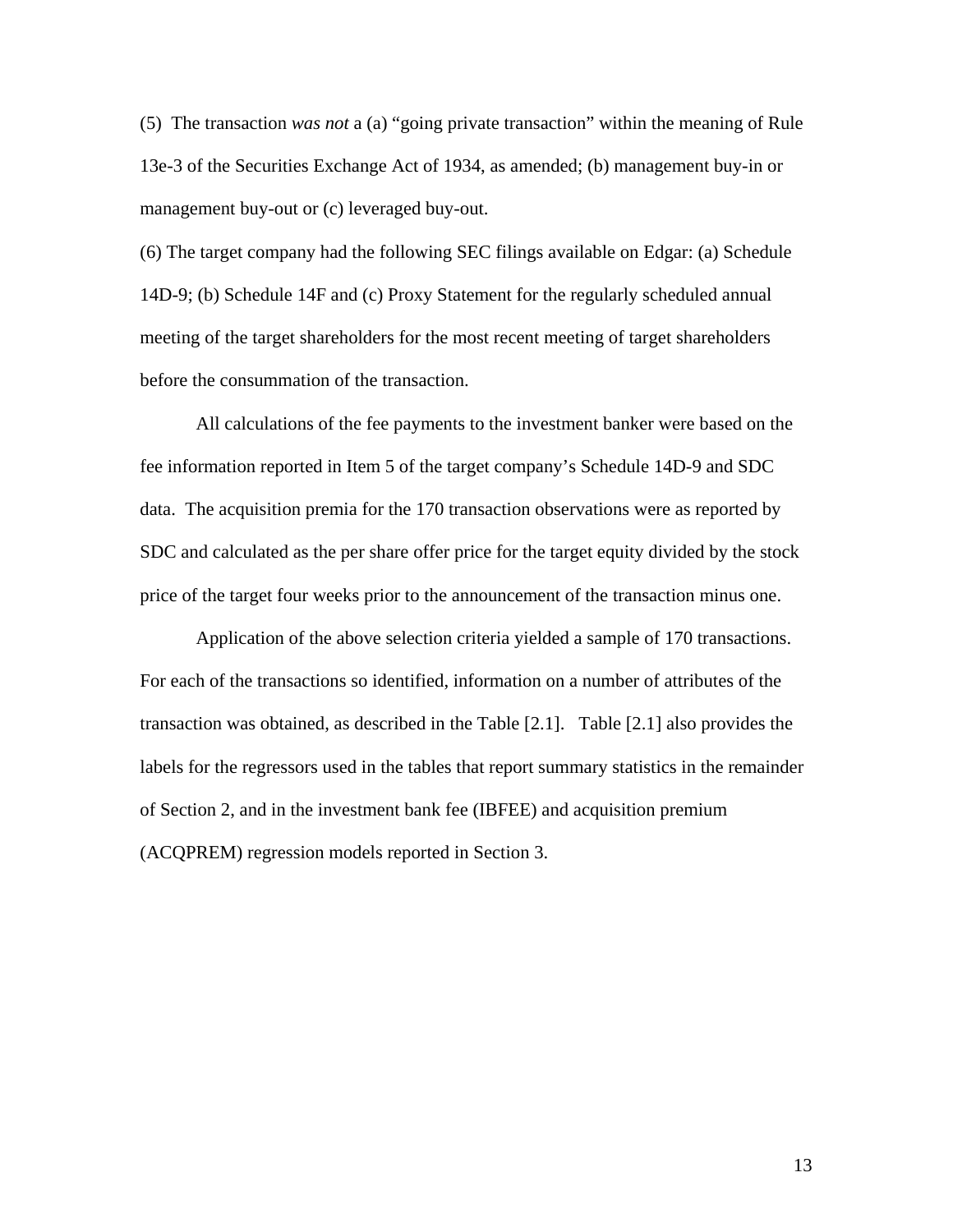(5) The transaction *was not* a (a) “going private transaction” within the meaning of Rule 13e-3 of the Securities Exchange Act of 1934, as amended; (b) management buy-in or management buy-out or (c) leveraged buy-out.

(6) The target company had the following SEC filings available on Edgar: (a) Schedule 14D-9; (b) Schedule 14F and (c) Proxy Statement for the regularly scheduled annual meeting of the target shareholders for the most recent meeting of target shareholders before the consummation of the transaction.

All calculations of the fee payments to the investment banker were based on the fee information reported in Item 5 of the target company’s Schedule 14D-9 and SDC data. The acquisition premia for the 170 transaction observations were as reported by SDC and calculated as the per share offer price for the target equity divided by the stock price of the target four weeks prior to the announcement of the transaction minus one.

Application of the above selection criteria yielded a sample of 170 transactions. For each of the transactions so identified, information on a number of attributes of the transaction was obtained, as described in the Table [2.1]. Table [2.1] also provides the labels for the regressors used in the tables that report summary statistics in the remainder of Section 2, and in the investment bank fee (IBFEE) and acquisition premium (ACQPREM) regression models reported in Section 3.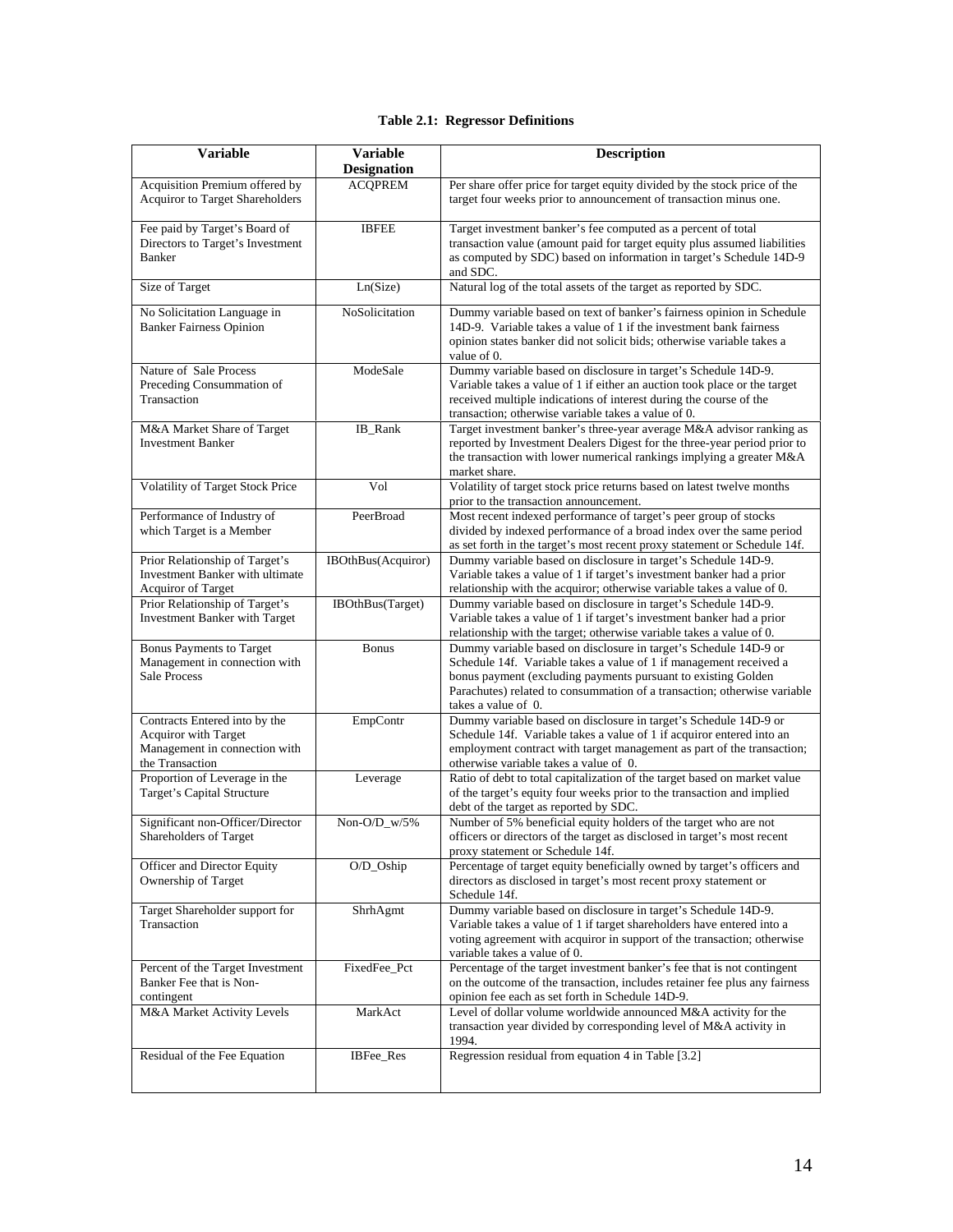**Table 2.1: Regressor Definitions**

| Variable | Variable Designation | Description |
|---|---|---|
| Acquisition Premium offered by Acquiror to Target Shareholders | ACQPREM | Per share offer price for target equity divided by the stock price of the target four weeks prior to announcement of transaction minus one. |
| Fee paid by Target's Board of Directors to Target's Investment Banker | IBFEE | Target investment banker's fee computed as a percent of total transaction value (amount paid for target equity plus assumed liabilities as computed by SDC) based on information in target's Schedule 14D-9 and SDC. |
| Size of Target | Ln(Size) | Natural log of the total assets of the target as reported by SDC. |
| No Solicitation Language in Banker Fairness Opinion | NoSolicitation | Dummy variable based on text of banker's fairness opinion in Schedule 14D-9. Variable takes a value of 1 if the investment bank fairness opinion states banker did not solicit bids; otherwise variable takes a value of 0. |
| Nature of Sale Process Preceding Consummation of Transaction | ModeSale | Dummy variable based on disclosure in target's Schedule 14D-9. Variable takes a value of 1 if either an auction took place or the target received multiple indications of interest during the course of the transaction; otherwise variable takes a value of 0. |
| M&A Market Share of Target Investment Banker | IB_Rank | Target investment banker's three-year average M&A advisor ranking as reported by Investment Dealers Digest for the three-year period prior to the transaction with lower numerical rankings implying a greater M&A market share. |
| Volatility of Target Stock Price | Vol | Volatility of target stock price returns based on latest twelve months prior to the transaction announcement. |
| Performance of Industry of which Target is a Member | PeerBroad | Most recent indexed performance of target's peer group of stocks divided by indexed performance of a broad index over the same period as set forth in the target's most recent proxy statement or Schedule 14f. |
| Prior Relationship of Target's Investment Banker with ultimate Acquiror of Target | IBOthBus(Acquiror) | Dummy variable based on disclosure in target's Schedule 14D-9. Variable takes a value of 1 if target's investment banker had a prior relationship with the acquiror; otherwise variable takes a value of 0. |
| Prior Relationship of Target's Investment Banker with Target | IBOthBus(Target) | Dummy variable based on disclosure in target's Schedule 14D-9. Variable takes a value of 1 if target's investment banker had a prior relationship with the target; otherwise variable takes a value of 0. |
| Bonus Payments to Target Management in connection with Sale Process | Bonus | Dummy variable based on disclosure in target's Schedule 14D-9 or Schedule 14f. Variable takes a value of 1 if management received a bonus payment (excluding payments pursuant to existing Golden Parachutes) related to consummation of a transaction; otherwise variable takes a value of 0. |
| Contracts Entered into by the Acquiror with Target Management in connection with the Transaction | EmpContr | Dummy variable based on disclosure in target's Schedule 14D-9 or Schedule 14f. Variable takes a value of 1 if acquiror entered into an employment contract with target management as part of the transaction; otherwise variable takes a value of 0. |
| Proportion of Leverage in the Target's Capital Structure | Leverage | Ratio of debt to total capitalization of the target based on market value of the target's equity four weeks prior to the transaction and implied debt of the target as reported by SDC. |
| Significant non-Officer/Director Shareholders of Target | Non-O/D_w/5% | Number of 5% beneficial equity holders of the target who are not officers or directors of the target as disclosed in target's most recent proxy statement or Schedule 14f. |
| Officer and Director Equity Ownership of Target | O/D_Oship | Percentage of target equity beneficially owned by target's officers and directors as disclosed in target's most recent proxy statement or Schedule 14f. |
| Target Shareholder support for Transaction | ShrhAgmt | Dummy variable based on disclosure in target's Schedule 14D-9. Variable takes a value of 1 if target shareholders have entered into a voting agreement with acquiror in support of the transaction; otherwise variable takes a value of 0. |
| Percent of the Target Investment Banker Fee that is Non-contingent | FixedFee_Pct | Percentage of the target investment banker's fee that is not contingent on the outcome of the transaction, includes retainer fee plus any fairness opinion fee each as set forth in Schedule 14D-9. |
| M&A Market Activity Levels | MarkAct | Level of dollar volume worldwide announced M&A activity for the transaction year divided by corresponding level of M&A activity in 1994. |
| Residual of the Fee Equation | IBFee_Res | Regression residual from equation 4 in Table [3.2] |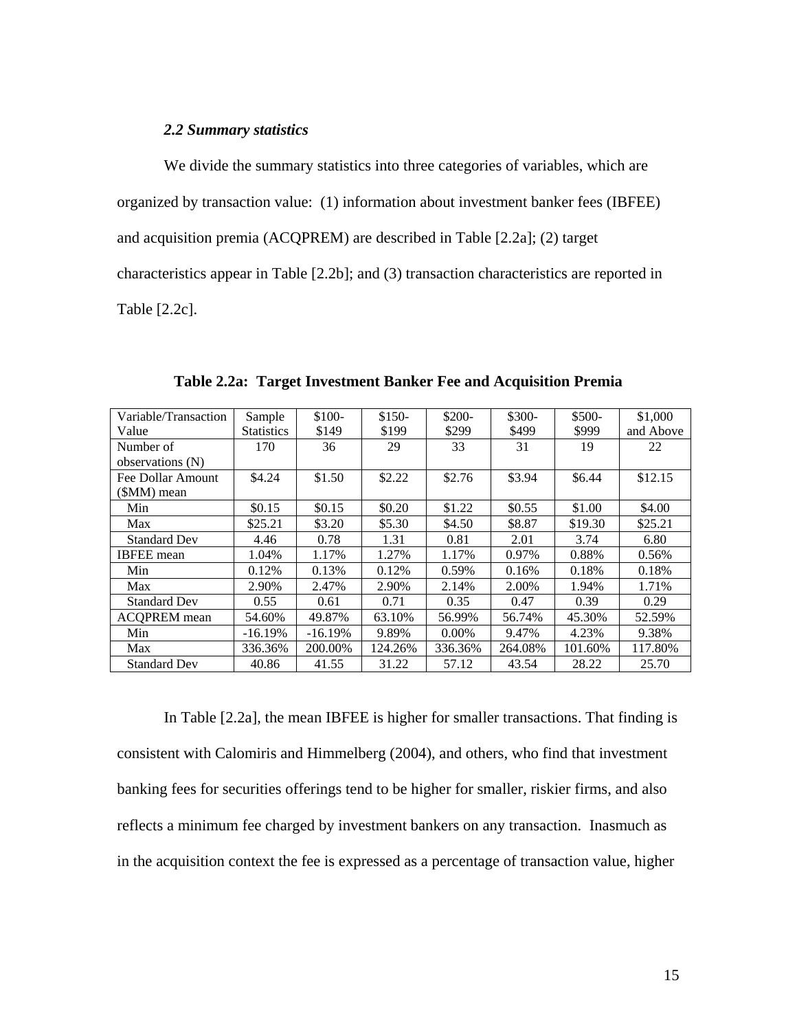### *2.2 Summary statistics*

We divide the summary statistics into three categories of variables, which are organized by transaction value: (1) information about investment banker fees (IBFEE) and acquisition premia (ACQPREM) are described in Table [2.2a]; (2) target characteristics appear in Table [2.2b]; and (3) transaction characteristics are reported in Table [2.2c].

**Table 2.2a: Target Investment Banker Fee and Acquisition Premia**

| Variable/Transaction Value | Sample Statistics | $100-$149 | $150-$199 | $200-$299 | $300-$499 | $500-$999 | $1,000 and Above |
|---|---|---|---|---|---|---|---|
| Number of observations (N) | 170 | 36 | 29 | 33 | 31 | 19 | 22 |
| Fee Dollar Amount ($MM) mean | $4.24 | $1.50 | $2.22 | $2.76 | $3.94 | $6.44 | $12.15 |
| Min | $0.15 | $0.15 | $0.20 | $1.22 | $0.55 | $1.00 | $4.00 |
| Max | $25.21 | $3.20 | $5.30 | $4.50 | $8.87 | $19.30 | $25.21 |
| Standard Dev | 4.46 | 0.78 | 1.31 | 0.81 | 2.01 | 3.74 | 6.80 |
| IBFEE mean | 1.04% | 1.17% | 1.27% | 1.17% | 0.97% | 0.88% | 0.56% |
| Min | 0.12% | 0.13% | 0.12% | 0.59% | 0.16% | 0.18% | 0.18% |
| Max | 2.90% | 2.47% | 2.90% | 2.14% | 2.00% | 1.94% | 1.71% |
| Standard Dev | 0.55 | 0.61 | 0.71 | 0.35 | 0.47 | 0.39 | 0.29 |
| ACQPREM mean | 54.60% | 49.87% | 63.10% | 56.99% | 56.74% | 45.30% | 52.59% |
| Min | -16.19% | -16.19% | 9.89% | 0.00% | 9.47% | 4.23% | 9.38% |
| Max | 336.36% | 200.00% | 124.26% | 336.36% | 264.08% | 101.60% | 117.80% |
| Standard Dev | 40.86 | 41.55 | 31.22 | 57.12 | 43.54 | 28.22 | 25.70 |

In Table [2.2a], the mean IBFEE is higher for smaller transactions. That finding is consistent with Calomiris and Himmelberg (2004), and others, who find that investment banking fees for securities offerings tend to be higher for smaller, riskier firms, and also reflects a minimum fee charged by investment bankers on any transaction. Inasmuch as in the acquisition context the fee is expressed as a percentage of transaction value, higher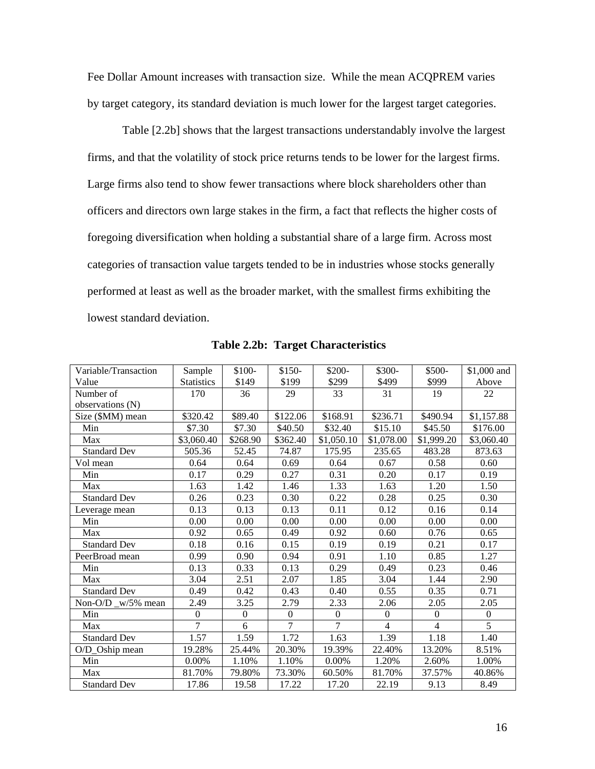Fee Dollar Amount increases with transaction size. While the mean ACQPREM varies by target category, its standard deviation is much lower for the largest target categories.

Table [2.2b] shows that the largest transactions understandably involve the largest firms, and that the volatility of stock price returns tends to be lower for the largest firms. Large firms also tend to show fewer transactions where block shareholders other than officers and directors own large stakes in the firm, a fact that reflects the higher costs of foregoing diversification when holding a substantial share of a large firm. Across most categories of transaction value targets tended to be in industries whose stocks generally performed at least as well as the broader market, with the smallest firms exhibiting the lowest standard deviation.

**Table 2.2b: Target Characteristics**

| Variable/Transaction Value | Sample Statistics | $100-$149 | $150-$199 | $200-$299 | $300-$499 | $500-$999 | $1,000 and Above |
|---|---|---|---|---|---|---|---|
| Number of observations (N) | 170 | 36 | 29 | 33 | 31 | 19 | 22 |
| Size ($MM) mean | $320.42 | $89.40 | $122.06 | $168.91 | $236.71 | $490.94 | $1,157.88 |
| Min | $7.30 | $7.30 | $40.50 | $32.40 | $15.10 | $45.50 | $176.00 |
| Max | $3,060.40 | $268.90 | $362.40 | $1,050.10 | $1,078.00 | $1,999.20 | $3,060.40 |
| Standard Dev | 505.36 | 52.45 | 74.87 | 175.95 | 235.65 | 483.28 | 873.63 |
| Vol mean | 0.64 | 0.64 | 0.69 | 0.64 | 0.67 | 0.58 | 0.60 |
| Min | 0.17 | 0.29 | 0.27 | 0.31 | 0.20 | 0.17 | 0.19 |
| Max | 1.63 | 1.42 | 1.46 | 1.33 | 1.63 | 1.20 | 1.50 |
| Standard Dev | 0.26 | 0.23 | 0.30 | 0.22 | 0.28 | 0.25 | 0.30 |
| Leverage mean | 0.13 | 0.13 | 0.13 | 0.11 | 0.12 | 0.16 | 0.14 |
| Min | 0.00 | 0.00 | 0.00 | 0.00 | 0.00 | 0.00 | 0.00 |
| Max | 0.92 | 0.65 | 0.49 | 0.92 | 0.60 | 0.76 | 0.65 |
| Standard Dev | 0.18 | 0.16 | 0.15 | 0.19 | 0.19 | 0.21 | 0.17 |
| PeerBroad mean | 0.99 | 0.90 | 0.94 | 0.91 | 1.10 | 0.85 | 1.27 |
| Min | 0.13 | 0.33 | 0.13 | 0.29 | 0.49 | 0.23 | 0.46 |
| Max | 3.04 | 2.51 | 2.07 | 1.85 | 3.04 | 1.44 | 2.90 |
| Standard Dev | 0.49 | 0.42 | 0.43 | 0.40 | 0.55 | 0.35 | 0.71 |
| Non-O/D _w/5% mean | 2.49 | 3.25 | 2.79 | 2.33 | 2.06 | 2.05 | 2.05 |
| Min | 0 | 0 | 0 | 0 | 0 | 0 | 0 |
| Max | 7 | 6 | 7 | 7 | 4 | 4 | 5 |
| Standard Dev | 1.57 | 1.59 | 1.72 | 1.63 | 1.39 | 1.18 | 1.40 |
| O/D_Oship mean | 19.28% | 25.44% | 20.30% | 19.39% | 22.40% | 13.20% | 8.51% |
| Min | 0.00% | 1.10% | 1.10% | 0.00% | 1.20% | 2.60% | 1.00% |
| Max | 81.70% | 79.80% | 73.30% | 60.50% | 81.70% | 37.57% | 40.86% |
| Standard Dev | 17.86 | 19.58 | 17.22 | 17.20 | 22.19 | 9.13 | 8.49 |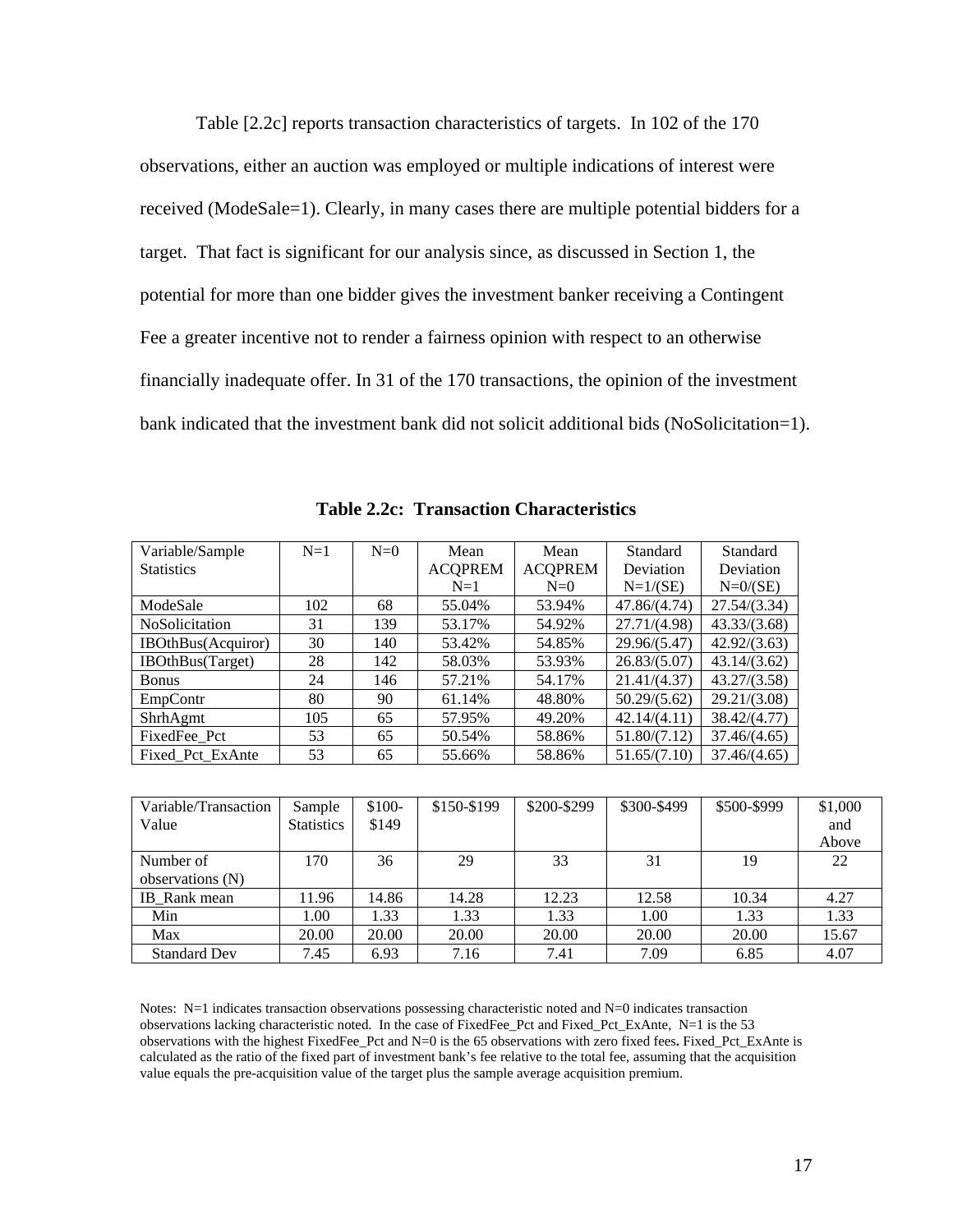Table [2.2c] reports transaction characteristics of targets. In 102 of the 170 observations, either an auction was employed or multiple indications of interest were received (ModeSale=1). Clearly, in many cases there are multiple potential bidders for a target. That fact is significant for our analysis since, as discussed in Section 1, the potential for more than one bidder gives the investment banker receiving a Contingent Fee a greater incentive not to render a fairness opinion with respect to an otherwise financially inadequate offer. In 31 of the 170 transactions, the opinion of the investment bank indicated that the investment bank did not solicit additional bids (NoSolicitation=1).

**Table 2.2c: Transaction Characteristics**

| Variable/Sample Statistics | N=1 | N=0 | Mean ACQPREM N=1 | Mean ACQPREM N=0 | Standard Deviation N=1/(SE) | Standard Deviation N=0/(SE) |
|---|---|---|---|---|---|---|
| ModeSale | 102 | 68 | 55.04% | 53.94% | 47.86/(4.74) | 27.54/(3.34) |
| NoSolicitation | 31 | 139 | 53.17% | 54.92% | 27.71/(4.98) | 43.33/(3.68) |
| IBOthBus(Acquiror) | 30 | 140 | 53.42% | 54.85% | 29.96/(5.47) | 42.92/(3.63) |
| IBOthBus(Target) | 28 | 142 | 58.03% | 53.93% | 26.83/(5.07) | 43.14/(3.62) |
| Bonus | 24 | 146 | 57.21% | 54.17% | 21.41/(4.37) | 43.27/(3.58) |
| EmpContr | 80 | 90 | 61.14% | 48.80% | 50.29/(5.62) | 29.21/(3.08) |
| ShrhAgmt | 105 | 65 | 57.95% | 49.20% | 42.14/(4.11) | 38.42/(4.77) |
| FixedFee_Pct | 53 | 65 | 50.54% | 58.86% | 51.80/(7.12) | 37.46/(4.65) |
| Fixed_Pct_ExAnte | 53 | 65 | 55.66% | 58.86% | 51.65/(7.10) | 37.46/(4.65) |

| Variable/Transaction Value | Sample Statistics | $100-$149 | $150-$199 | $200-$299 | $300-$499 | $500-$999 | $1,000 and Above |
|---|---|---|---|---|---|---|---|
| Number of observations (N) | 170 | 36 | 29 | 33 | 31 | 19 | 22 |
| IB_Rank mean | 11.96 | 14.86 | 14.28 | 12.23 | 12.58 | 10.34 | 4.27 |
| Min | 1.00 | 1.33 | 1.33 | 1.33 | 1.00 | 1.33 | 1.33 |
| Max | 20.00 | 20.00 | 20.00 | 20.00 | 20.00 | 20.00 | 15.67 |
| Standard Dev | 7.45 | 6.93 | 7.16 | 7.41 | 7.09 | 6.85 | 4.07 |

Notes: N=1 indicates transaction observations possessing characteristic noted and N=0 indicates transaction observations lacking characteristic noted. In the case of FixedFee_Pct and Fixed_Pct_ExAnte, N=1 is the 53 observations with the highest FixedFee_Pct and N=0 is the 65 observations with zero fixed fees. Fixed_Pct_ExAnte is calculated as the ratio of the fixed part of investment bank's fee relative to the total fee, assuming that the acquisition value equals the pre-acquisition value of the target plus the sample average acquisition premium.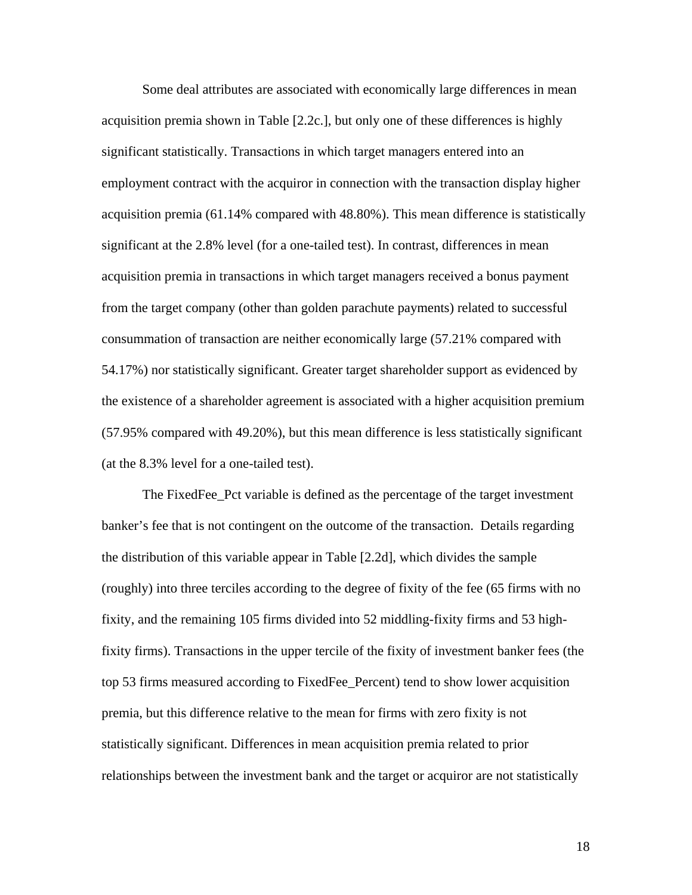Some deal attributes are associated with economically large differences in mean acquisition premia shown in Table [2.2c.], but only one of these differences is highly significant statistically. Transactions in which target managers entered into an employment contract with the acquiror in connection with the transaction display higher acquisition premia (61.14% compared with 48.80%). This mean difference is statistically significant at the 2.8% level (for a one-tailed test). In contrast, differences in mean acquisition premia in transactions in which target managers received a bonus payment from the target company (other than golden parachute payments) related to successful consummation of transaction are neither economically large (57.21% compared with 54.17%) nor statistically significant. Greater target shareholder support as evidenced by the existence of a shareholder agreement is associated with a higher acquisition premium (57.95% compared with 49.20%), but this mean difference is less statistically significant (at the 8.3% level for a one-tailed test).

The FixedFee_Pct variable is defined as the percentage of the target investment banker's fee that is not contingent on the outcome of the transaction. Details regarding the distribution of this variable appear in Table [2.2d], which divides the sample (roughly) into three terciles according to the degree of fixity of the fee (65 firms with no fixity, and the remaining 105 firms divided into 52 middling-fixity firms and 53 high-fixity firms). Transactions in the upper tercile of the fixity of investment banker fees (the top 53 firms measured according to FixedFee_Percent) tend to show lower acquisition premia, but this difference relative to the mean for firms with zero fixity is not statistically significant. Differences in mean acquisition premia related to prior relationships between the investment bank and the target or acquiror are not statistically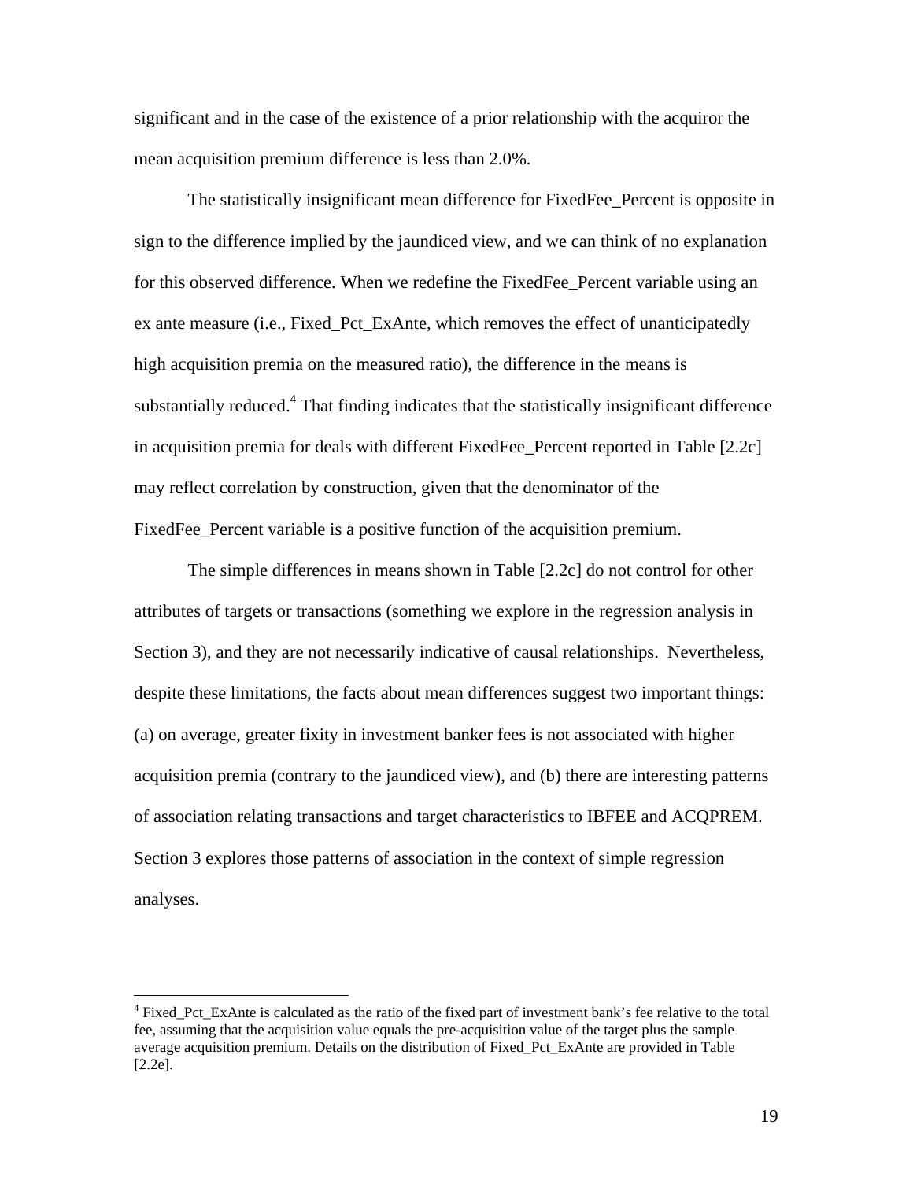significant and in the case of the existence of a prior relationship with the acquiror the mean acquisition premium difference is less than 2.0%.

The statistically insignificant mean difference for FixedFee_Percent is opposite in sign to the difference implied by the jaundiced view, and we can think of no explanation for this observed difference. When we redefine the FixedFee_Percent variable using an ex ante measure (i.e., Fixed_Pct_ExAnte, which removes the effect of unanticipatedly high acquisition premia on the measured ratio), the difference in the means is substantially reduced.[4] That finding indicates that the statistically insignificant difference in acquisition premia for deals with different FixedFee_Percent reported in Table [2.2c] may reflect correlation by construction, given that the denominator of the FixedFee_Percent variable is a positive function of the acquisition premium.

The simple differences in means shown in Table [2.2c] do not control for other attributes of targets or transactions (something we explore in the regression analysis in Section 3), and they are not necessarily indicative of causal relationships. Nevertheless, despite these limitations, the facts about mean differences suggest two important things: (a) on average, greater fixity in investment banker fees is not associated with higher acquisition premia (contrary to the jaundiced view), and (b) there are interesting patterns of association relating transactions and target characteristics to IBFEE and ACQPREM. Section 3 explores those patterns of association in the context of simple regression analyses.

[4] Fixed_Pct_ExAnte is calculated as the ratio of the fixed part of investment bank's fee relative to the total fee, assuming that the acquisition value equals the pre-acquisition value of the target plus the sample average acquisition premium. Details on the distribution of Fixed_Pct_ExAnte are provided in Table [2.2e].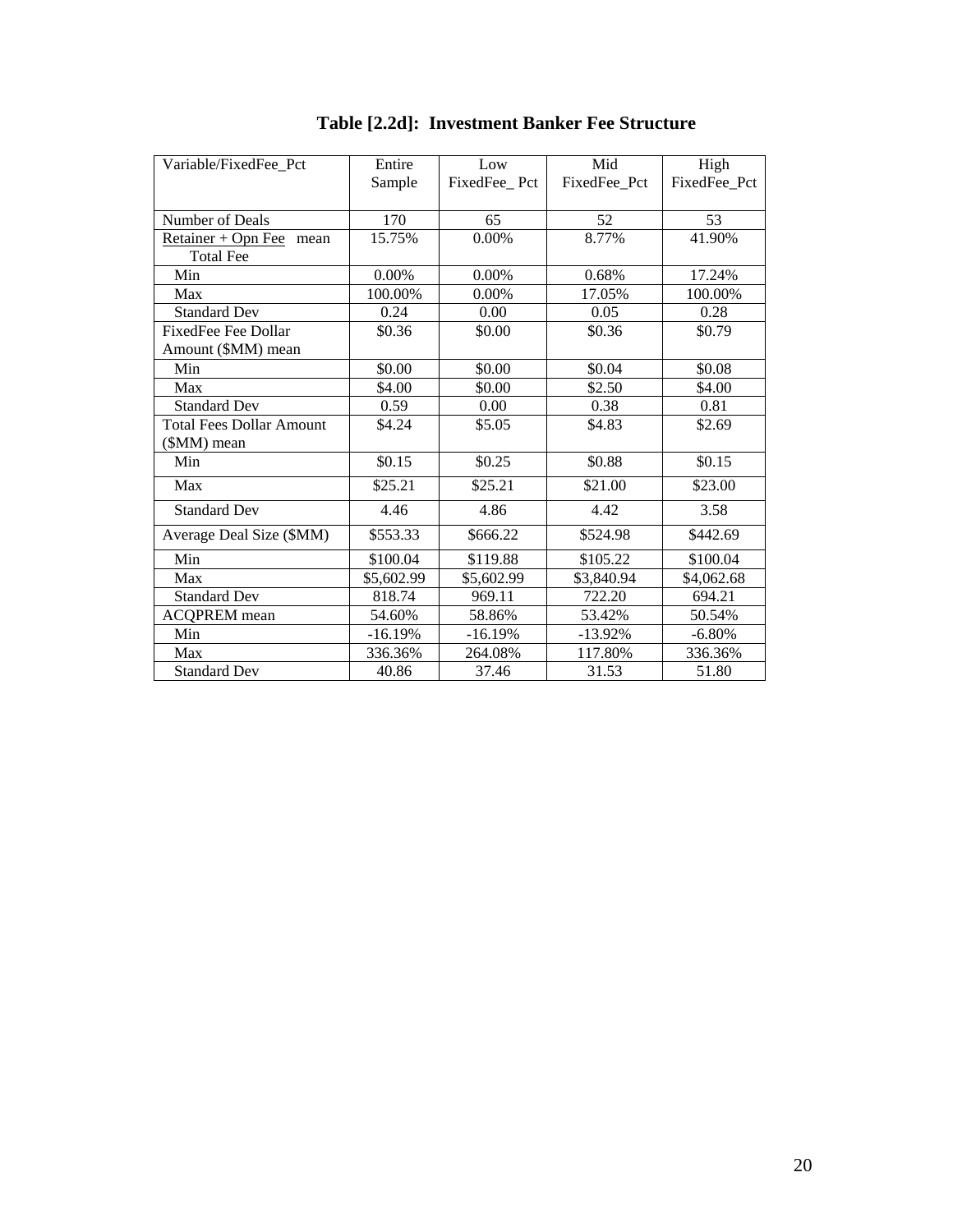**Table [2.2d]: Investment Banker Fee Structure**

| Variable/FixedFee_Pct | Entire Sample | Low FixedFee_ Pct | Mid FixedFee_Pct | High FixedFee_Pct |
|---|---|---|---|---|
| Number of Deals | 170 | 65 | 52 | 53 |
| Retainer + Opn Fee mean Total Fee | 15.75% | 0.00% | 8.77% | 41.90% |
| Min | 0.00% | 0.00% | 0.68% | 17.24% |
| Max | 100.00% | 0.00% | 17.05% | 100.00% |
| Standard Dev | 0.24 | 0.00 | 0.05 | 0.28 |
| FixedFee Fee Dollar Amount ($MM) mean | $0.36 | $0.00 | $0.36 | $0.79 |
| Min | $0.00 | $0.00 | $0.04 | $0.08 |
| Max | $4.00 | $0.00 | $2.50 | $4.00 |
| Standard Dev | 0.59 | 0.00 | 0.38 | 0.81 |
| Total Fees Dollar Amount ($MM) mean | $4.24 | $5.05 | $4.83 | $2.69 |
| Min | $0.15 | $0.25 | $0.88 | $0.15 |
| Max | $25.21 | $25.21 | $21.00 | $23.00 |
| Standard Dev | 4.46 | 4.86 | 4.42 | 3.58 |
| Average Deal Size ($MM) | $553.33 | $666.22 | $524.98 | $442.69 |
| Min | $100.04 | $119.88 | $105.22 | $100.04 |
| Max | $5,602.99 | $5,602.99 | $3,840.94 | $4,062.68 |
| Standard Dev | 818.74 | 969.11 | 722.20 | 694.21 |
| ACQPREM mean | 54.60% | 58.86% | 53.42% | 50.54% |
| Min | -16.19% | -16.19% | -13.92% | -6.80% |
| Max | 336.36% | 264.08% | 117.80% | 336.36% |
| Standard Dev | 40.86 | 37.46 | 31.53 | 51.80 |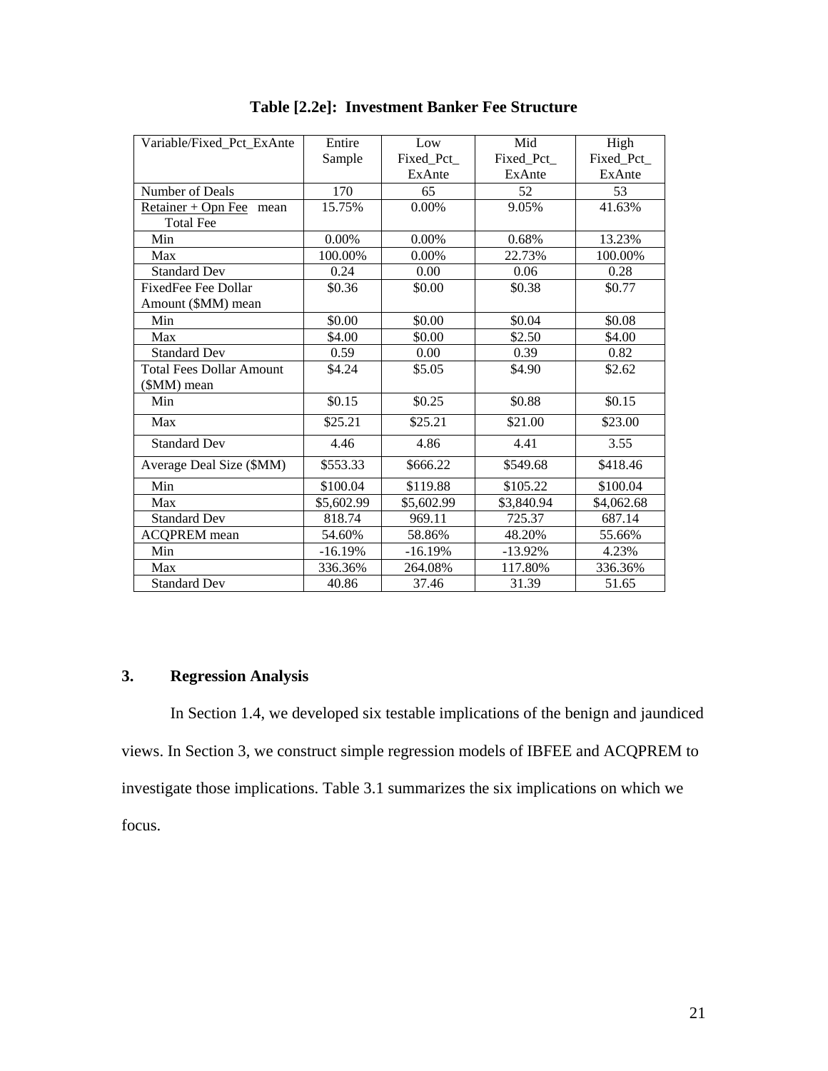**Table [2.2e]: Investment Banker Fee Structure**

| Variable/Fixed_Pct_ExAnte | Entire Sample | Low Fixed_Pct_ ExAnte | Mid Fixed_Pct_ ExAnte | High Fixed_Pct_ ExAnte |
|---|---|---|---|---|
| Number of Deals | 170 | 65 | 52 | 53 |
| Retainer + Opn Fee mean / Total Fee | 15.75% | 0.00% | 9.05% | 41.63% |
| Min | 0.00% | 0.00% | 0.68% | 13.23% |
| Max | 100.00% | 0.00% | 22.73% | 100.00% |
| Standard Dev | 0.24 | 0.00 | 0.06 | 0.28 |
| FixedFee Fee Dollar Amount ($MM) mean | $0.36 | $0.00 | $0.38 | $0.77 |
| Min | $0.00 | $0.00 | $0.04 | $0.08 |
| Max | $4.00 | $0.00 | $2.50 | $4.00 |
| Standard Dev | 0.59 | 0.00 | 0.39 | 0.82 |
| Total Fees Dollar Amount ($MM) mean | $4.24 | $5.05 | $4.90 | $2.62 |
| Min | $0.15 | $0.25 | $0.88 | $0.15 |
| Max | $25.21 | $25.21 | $21.00 | $23.00 |
| Standard Dev | 4.46 | 4.86 | 4.41 | 3.55 |
| Average Deal Size ($MM) | $553.33 | $666.22 | $549.68 | $418.46 |
| Min | $100.04 | $119.88 | $105.22 | $100.04 |
| Max | $5,602.99 | $5,602.99 | $3,840.94 | $4,062.68 |
| Standard Dev | 818.74 | 969.11 | 725.37 | 687.14 |
| ACQPREM mean | 54.60% | 58.86% | 48.20% | 55.66% |
| Min | -16.19% | -16.19% | -13.92% | 4.23% |
| Max | 336.36% | 264.08% | 117.80% | 336.36% |
| Standard Dev | 40.86 | 37.46 | 31.39 | 51.65 |

## 3. Regression Analysis

In Section 1.4, we developed six testable implications of the benign and jaundiced views. In Section 3, we construct simple regression models of IBFEE and ACQPREM to investigate those implications. Table 3.1 summarizes the six implications on which we focus.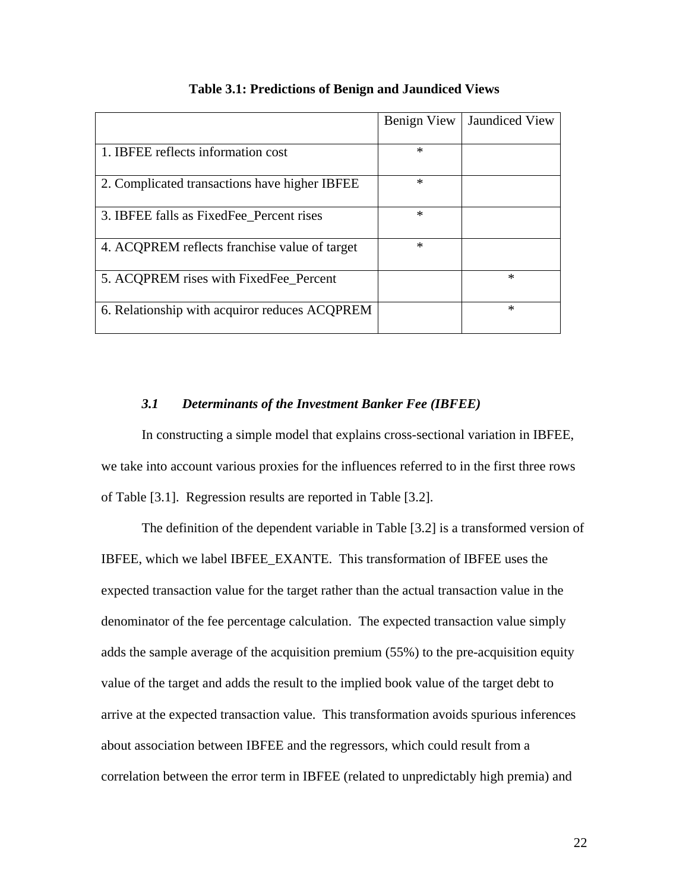**Table 3.1: Predictions of Benign and Jaundiced Views**

| | Benign View | Jaundiced View |
|---|---|---|
| 1. IBFEE reflects information cost | * | |
| 2. Complicated transactions have higher IBFEE | * | |
| 3. IBFEE falls as FixedFee_Percent rises | * | |
| 4. ACQPREM reflects franchise value of target | * | |
| 5. ACQPREM rises with FixedFee_Percent | | * |
| 6. Relationship with acquiror reduces ACQPREM | | * |

### *3.1 Determinants of the Investment Banker Fee (IBFEE)*

In constructing a simple model that explains cross-sectional variation in IBFEE, we take into account various proxies for the influences referred to in the first three rows of Table [3.1]. Regression results are reported in Table [3.2].

The definition of the dependent variable in Table [3.2] is a transformed version of IBFEE, which we label IBFEE_EXANTE. This transformation of IBFEE uses the expected transaction value for the target rather than the actual transaction value in the denominator of the fee percentage calculation. The expected transaction value simply adds the sample average of the acquisition premium (55%) to the pre-acquisition equity value of the target and adds the result to the implied book value of the target debt to arrive at the expected transaction value. This transformation avoids spurious inferences about association between IBFEE and the regressors, which could result from a correlation between the error term in IBFEE (related to unpredictably high premia) and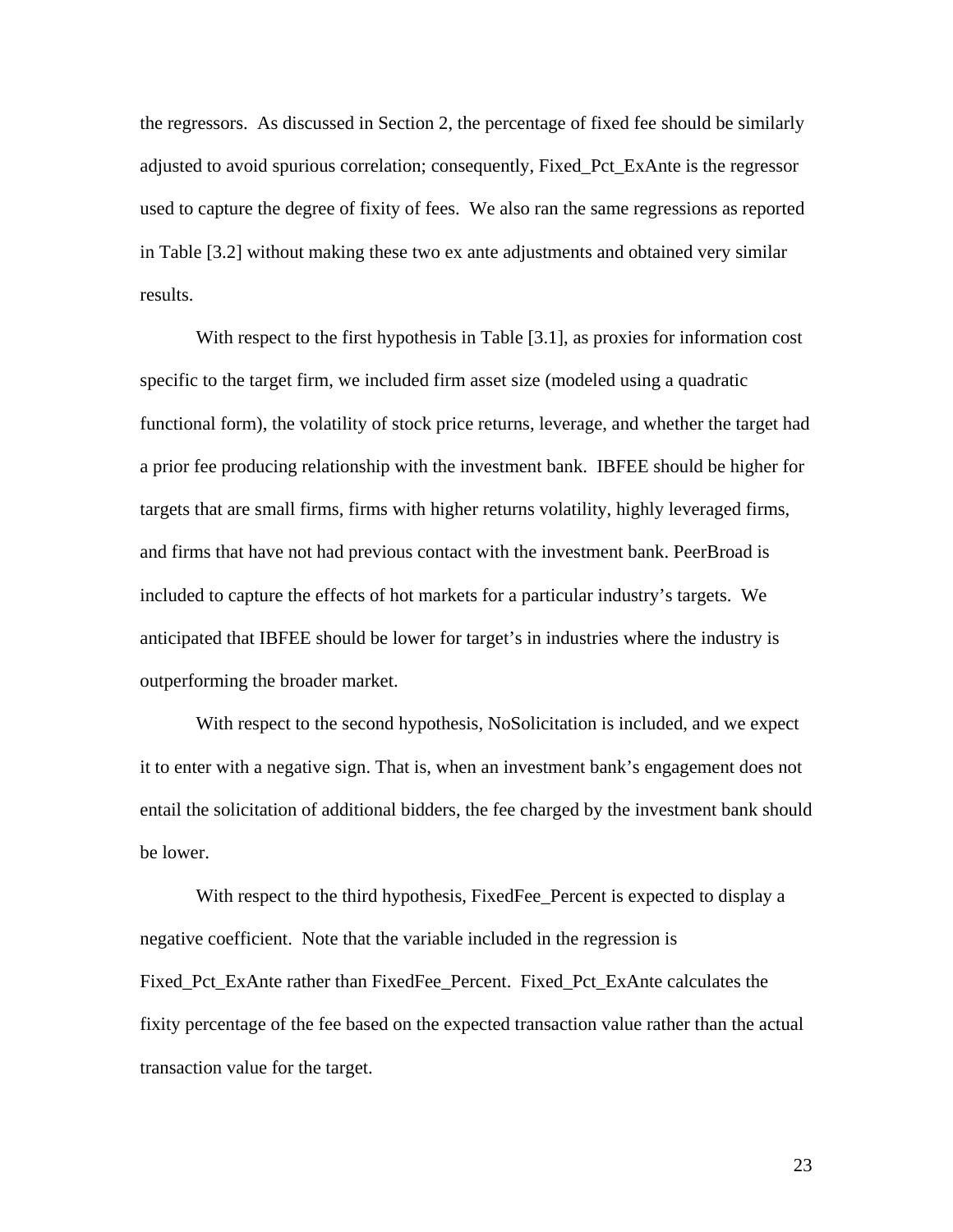the regressors. As discussed in Section 2, the percentage of fixed fee should be similarly adjusted to avoid spurious correlation; consequently, Fixed_Pct_ExAnte is the regressor used to capture the degree of fixity of fees. We also ran the same regressions as reported in Table [3.2] without making these two ex ante adjustments and obtained very similar results.

With respect to the first hypothesis in Table [3.1], as proxies for information cost specific to the target firm, we included firm asset size (modeled using a quadratic functional form), the volatility of stock price returns, leverage, and whether the target had a prior fee producing relationship with the investment bank. IBFEE should be higher for targets that are small firms, firms with higher returns volatility, highly leveraged firms, and firms that have not had previous contact with the investment bank. PeerBroad is included to capture the effects of hot markets for a particular industry's targets. We anticipated that IBFEE should be lower for target's in industries where the industry is outperforming the broader market.

With respect to the second hypothesis, NoSolicitation is included, and we expect it to enter with a negative sign. That is, when an investment bank's engagement does not entail the solicitation of additional bidders, the fee charged by the investment bank should be lower.

With respect to the third hypothesis, FixedFee_Percent is expected to display a negative coefficient. Note that the variable included in the regression is Fixed_Pct_ExAnte rather than FixedFee_Percent. Fixed_Pct_ExAnte calculates the fixity percentage of the fee based on the expected transaction value rather than the actual transaction value for the target.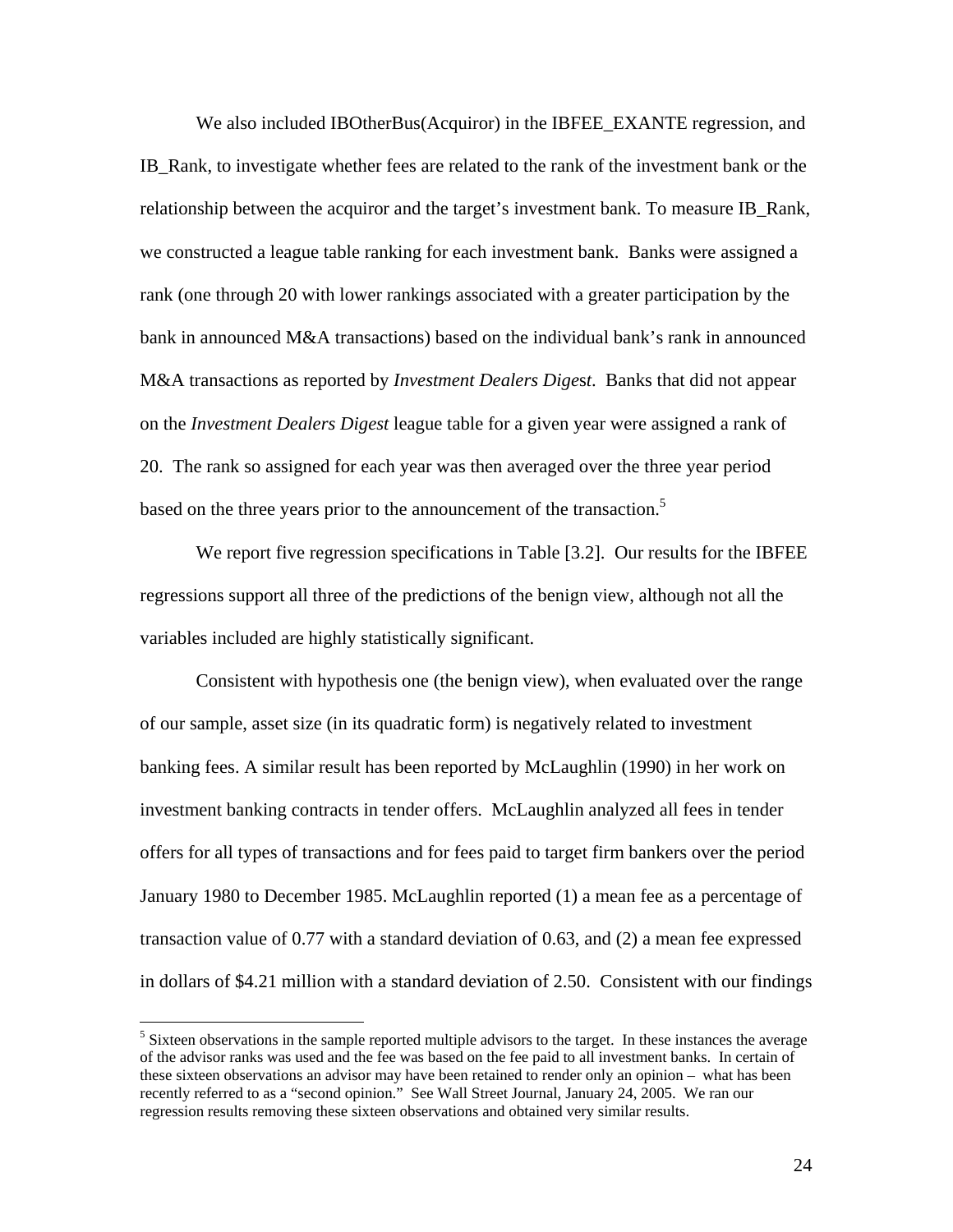We also included IBOtherBus(Acquiror) in the IBFEE_EXANTE regression, and IB_Rank, to investigate whether fees are related to the rank of the investment bank or the relationship between the acquiror and the target's investment bank. To measure IB_Rank, we constructed a league table ranking for each investment bank. Banks were assigned a rank (one through 20 with lower rankings associated with a greater participation by the bank in announced M&A transactions) based on the individual bank's rank in announced M&A transactions as reported by *Investment Dealers Digest*. Banks that did not appear on the *Investment Dealers Digest* league table for a given year were assigned a rank of 20. The rank so assigned for each year was then averaged over the three year period based on the three years prior to the announcement of the transaction.[5]

We report five regression specifications in Table [3.2]. Our results for the IBFEE regressions support all three of the predictions of the benign view, although not all the variables included are highly statistically significant.

Consistent with hypothesis one (the benign view), when evaluated over the range of our sample, asset size (in its quadratic form) is negatively related to investment banking fees. A similar result has been reported by McLaughlin (1990) in her work on investment banking contracts in tender offers. McLaughlin analyzed all fees in tender offers for all types of transactions and for fees paid to target firm bankers over the period January 1980 to December 1985. McLaughlin reported (1) a mean fee as a percentage of transaction value of 0.77 with a standard deviation of 0.63, and (2) a mean fee expressed in dollars of \$4.21 million with a standard deviation of 2.50. Consistent with our findings

---

[5] Sixteen observations in the sample reported multiple advisors to the target. In these instances the average of the advisor ranks was used and the fee was based on the fee paid to all investment banks. In certain of these sixteen observations an advisor may have been retained to render only an opinion – what has been recently referred to as a "second opinion." See Wall Street Journal, January 24, 2005. We ran our regression results removing these sixteen observations and obtained very similar results.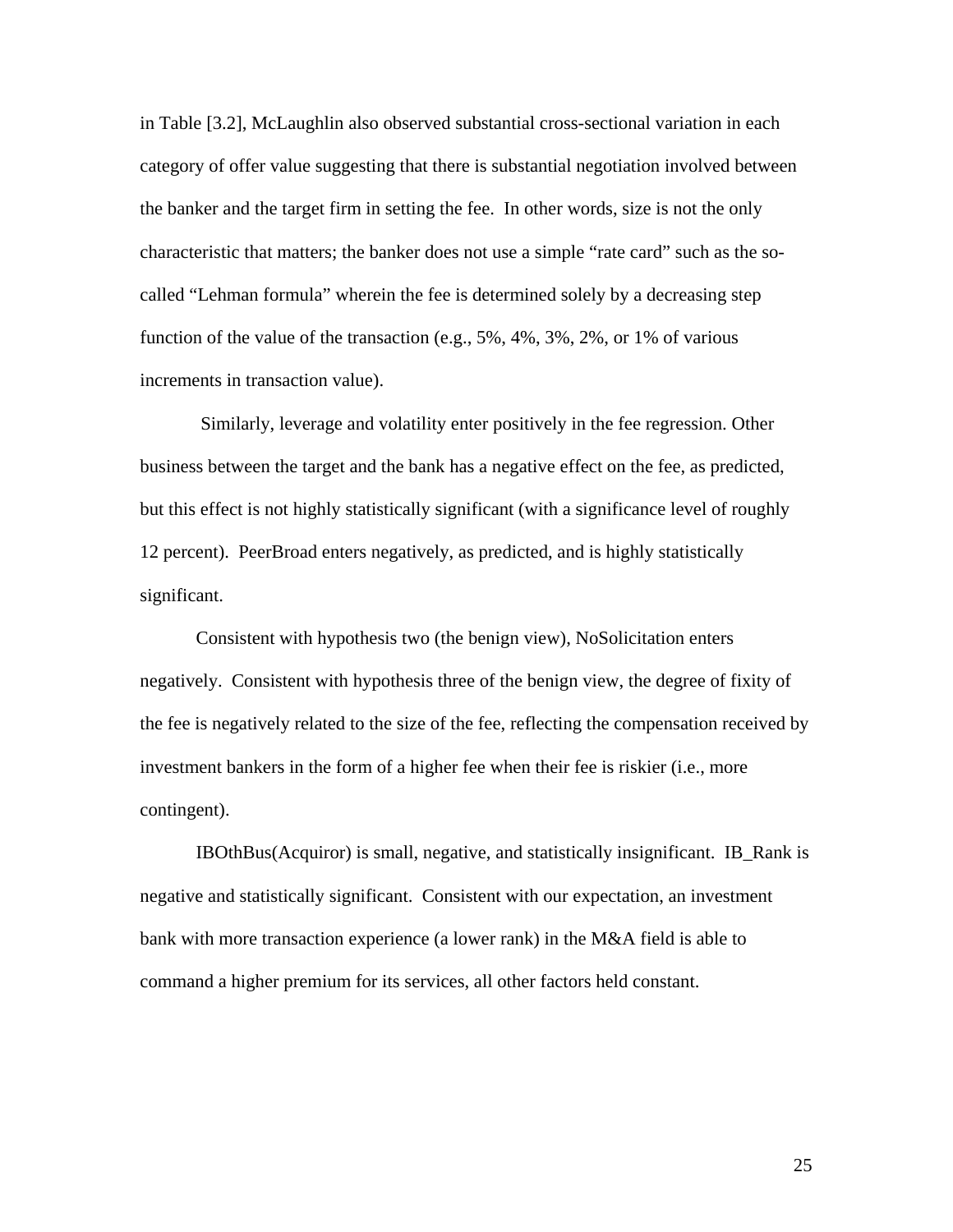in Table [3.2], McLaughlin also observed substantial cross-sectional variation in each category of offer value suggesting that there is substantial negotiation involved between the banker and the target firm in setting the fee. In other words, size is not the only characteristic that matters; the banker does not use a simple "rate card" such as the so-called "Lehman formula" wherein the fee is determined solely by a decreasing step function of the value of the transaction (e.g., 5%, 4%, 3%, 2%, or 1% of various increments in transaction value).

Similarly, leverage and volatility enter positively in the fee regression. Other business between the target and the bank has a negative effect on the fee, as predicted, but this effect is not highly statistically significant (with a significance level of roughly 12 percent). PeerBroad enters negatively, as predicted, and is highly statistically significant.

Consistent with hypothesis two (the benign view), NoSolicitation enters negatively. Consistent with hypothesis three of the benign view, the degree of fixity of the fee is negatively related to the size of the fee, reflecting the compensation received by investment bankers in the form of a higher fee when their fee is riskier (i.e., more contingent).

IBOthBus(Acquiror) is small, negative, and statistically insignificant. IB_Rank is negative and statistically significant. Consistent with our expectation, an investment bank with more transaction experience (a lower rank) in the M&A field is able to command a higher premium for its services, all other factors held constant.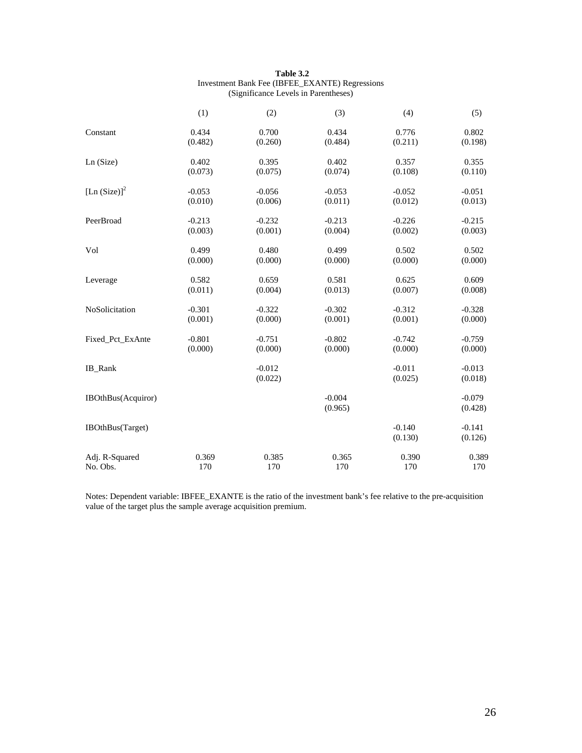**Table 3.2**
Investment Bank Fee (IBFEE_EXANTE) Regressions
(Significance Levels in Parentheses)

| | (1) | (2) | (3) | (4) | (5) |
|---|---|---|---|---|---|
| Constant | 0.434 | 0.700 | 0.434 | 0.776 | 0.802 |
| | (0.482) | (0.260) | (0.484) | (0.211) | (0.198) |
| Ln (Size) | 0.402 | 0.395 | 0.402 | 0.357 | 0.355 |
| | (0.073) | (0.075) | (0.074) | (0.108) | (0.110) |
| $[\text{Ln (Size)}]^2$ | -0.053 | -0.056 | -0.053 | -0.052 | -0.051 |
| | (0.010) | (0.006) | (0.011) | (0.012) | (0.013) |
| PeerBroad | -0.213 | -0.232 | -0.213 | -0.226 | -0.215 |
| | (0.003) | (0.001) | (0.004) | (0.002) | (0.003) |
| Vol | 0.499 | 0.480 | 0.499 | 0.502 | 0.502 |
| | (0.000) | (0.000) | (0.000) | (0.000) | (0.000) |
| Leverage | 0.582 | 0.659 | 0.581 | 0.625 | 0.609 |
| | (0.011) | (0.004) | (0.013) | (0.007) | (0.008) |
| NoSolicitation | -0.301 | -0.322 | -0.302 | -0.312 | -0.328 |
| | (0.001) | (0.000) | (0.001) | (0.001) | (0.000) |
| Fixed_Pct_ExAnte | -0.801 | -0.751 | -0.802 | -0.742 | -0.759 |
| | (0.000) | (0.000) | (0.000) | (0.000) | (0.000) |
| IB_Rank | | -0.012 | | -0.011 | -0.013 |
| | | (0.022) | | (0.025) | (0.018) |
| IBOthBus(Acquiror) | | | -0.004 | | -0.079 |
| | | | (0.965) | | (0.428) |
| IBOthBus(Target) | | | | -0.140 | -0.141 |
| | | | | (0.130) | (0.126) |
| Adj. R-Squared | 0.369 | 0.385 | 0.365 | 0.390 | 0.389 |
| No. Obs. | 170 | 170 | 170 | 170 | 170 |

Notes: Dependent variable: IBFEE_EXANTE is the ratio of the investment bank's fee relative to the pre-acquisition value of the target plus the sample average acquisition premium.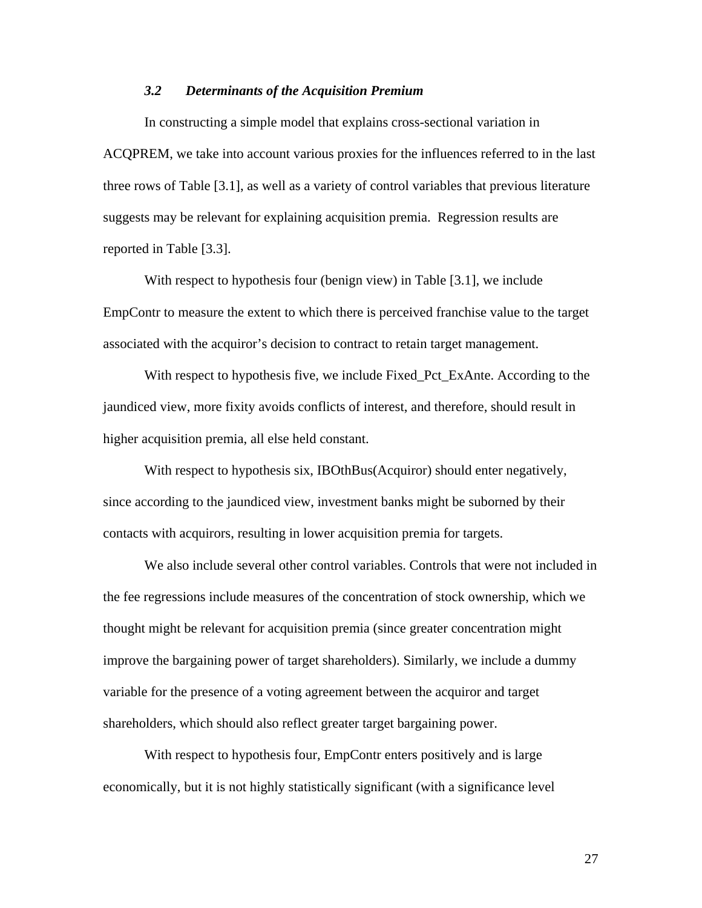### *3.2 Determinants of the Acquisition Premium*

In constructing a simple model that explains cross-sectional variation in ACQPREM, we take into account various proxies for the influences referred to in the last three rows of Table [3.1], as well as a variety of control variables that previous literature suggests may be relevant for explaining acquisition premia. Regression results are reported in Table [3.3].

With respect to hypothesis four (benign view) in Table [3.1], we include EmpContr to measure the extent to which there is perceived franchise value to the target associated with the acquiror's decision to contract to retain target management.

With respect to hypothesis five, we include Fixed_Pct_ExAnte. According to the jaundiced view, more fixity avoids conflicts of interest, and therefore, should result in higher acquisition premia, all else held constant.

With respect to hypothesis six, IBOthBus(Acquiror) should enter negatively, since according to the jaundiced view, investment banks might be suborned by their contacts with acquirors, resulting in lower acquisition premia for targets.

We also include several other control variables. Controls that were not included in the fee regressions include measures of the concentration of stock ownership, which we thought might be relevant for acquisition premia (since greater concentration might improve the bargaining power of target shareholders). Similarly, we include a dummy variable for the presence of a voting agreement between the acquiror and target shareholders, which should also reflect greater target bargaining power.

With respect to hypothesis four, EmpContr enters positively and is large economically, but it is not highly statistically significant (with a significance level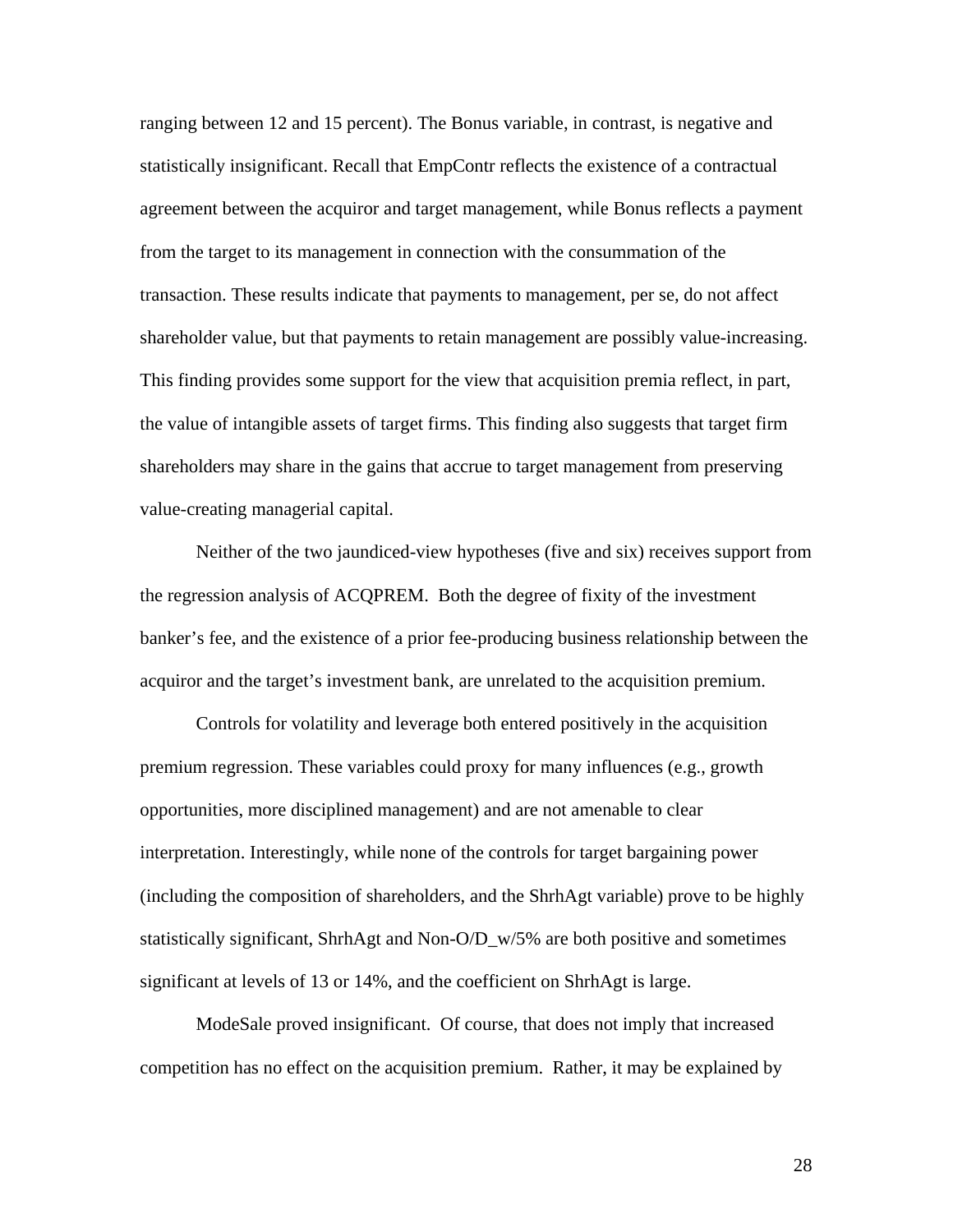ranging between 12 and 15 percent). The Bonus variable, in contrast, is negative and statistically insignificant. Recall that EmpContr reflects the existence of a contractual agreement between the acquiror and target management, while Bonus reflects a payment from the target to its management in connection with the consummation of the transaction. These results indicate that payments to management, per se, do not affect shareholder value, but that payments to retain management are possibly value-increasing. This finding provides some support for the view that acquisition premia reflect, in part, the value of intangible assets of target firms. This finding also suggests that target firm shareholders may share in the gains that accrue to target management from preserving value-creating managerial capital.

Neither of the two jaundiced-view hypotheses (five and six) receives support from the regression analysis of ACQPREM. Both the degree of fixity of the investment banker's fee, and the existence of a prior fee-producing business relationship between the acquiror and the target's investment bank, are unrelated to the acquisition premium.

Controls for volatility and leverage both entered positively in the acquisition premium regression. These variables could proxy for many influences (e.g., growth opportunities, more disciplined management) and are not amenable to clear interpretation. Interestingly, while none of the controls for target bargaining power (including the composition of shareholders, and the ShrhAgt variable) prove to be highly statistically significant, ShrhAgt and Non-O/D_w/5% are both positive and sometimes significant at levels of 13 or 14%, and the coefficient on ShrhAgt is large.

ModeSale proved insignificant. Of course, that does not imply that increased competition has no effect on the acquisition premium. Rather, it may be explained by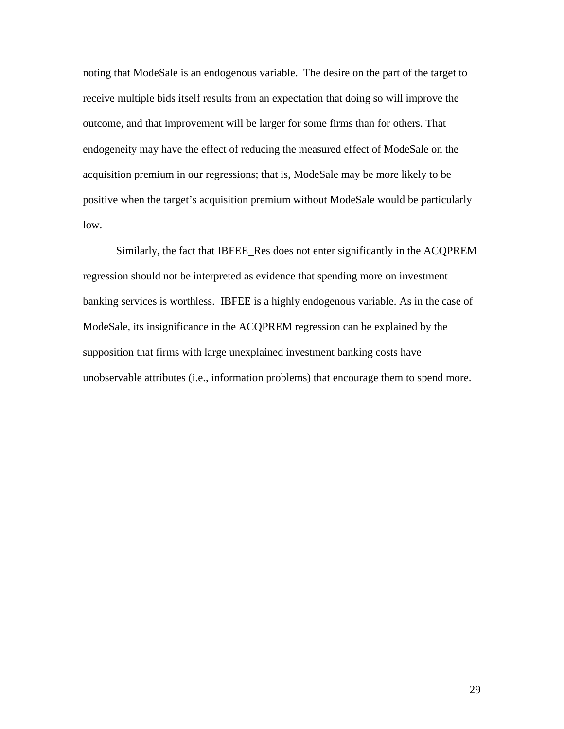noting that ModeSale is an endogenous variable. The desire on the part of the target to receive multiple bids itself results from an expectation that doing so will improve the outcome, and that improvement will be larger for some firms than for others. That endogeneity may have the effect of reducing the measured effect of ModeSale on the acquisition premium in our regressions; that is, ModeSale may be more likely to be positive when the target's acquisition premium without ModeSale would be particularly low.

Similarly, the fact that IBFEE_Res does not enter significantly in the ACQPREM regression should not be interpreted as evidence that spending more on investment banking services is worthless. IBFEE is a highly endogenous variable. As in the case of ModeSale, its insignificance in the ACQPREM regression can be explained by the supposition that firms with large unexplained investment banking costs have unobservable attributes (i.e., information problems) that encourage them to spend more.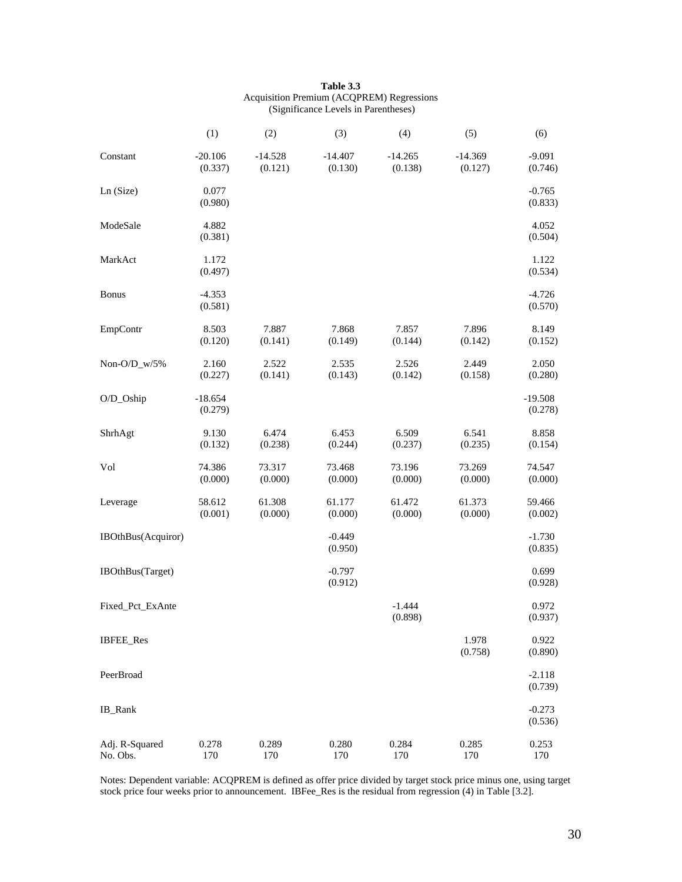**Table 3.3**
Acquisition Premium (ACQPREM) Regressions
(Significance Levels in Parentheses)

| | (1) | (2) | (3) | (4) | (5) | (6) |
|---|---|---|---|---|---|---|
| Constant | -20.106<br>(0.337) | -14.528<br>(0.121) | -14.407<br>(0.130) | -14.265<br>(0.138) | -14.369<br>(0.127) | -9.091<br>(0.746) |
| Ln (Size) | 0.077<br>(0.980) | | | | | -0.765<br>(0.833) |
| ModeSale | 4.882<br>(0.381) | | | | | 4.052<br>(0.504) |
| MarkAct | 1.172<br>(0.497) | | | | | 1.122<br>(0.534) |
| Bonus | -4.353<br>(0.581) | | | | | -4.726<br>(0.570) |
| EmpContr | 8.503<br>(0.120) | 7.887<br>(0.141) | 7.868<br>(0.149) | 7.857<br>(0.144) | 7.896<br>(0.142) | 8.149<br>(0.152) |
| Non-O/D_w/5% | 2.160<br>(0.227) | 2.522<br>(0.141) | 2.535<br>(0.143) | 2.526<br>(0.142) | 2.449<br>(0.158) | 2.050<br>(0.280) |
| O/D_Oship | -18.654<br>(0.279) | | | | | -19.508<br>(0.278) |
| ShrhAgt | 9.130<br>(0.132) | 6.474<br>(0.238) | 6.453<br>(0.244) | 6.509<br>(0.237) | 6.541<br>(0.235) | 8.858<br>(0.154) |
| Vol | 74.386<br>(0.000) | 73.317<br>(0.000) | 73.468<br>(0.000) | 73.196<br>(0.000) | 73.269<br>(0.000) | 74.547<br>(0.000) |
| Leverage | 58.612<br>(0.001) | 61.308<br>(0.000) | 61.177<br>(0.000) | 61.472<br>(0.000) | 61.373<br>(0.000) | 59.466<br>(0.002) |
| IBOthBus(Acquiror) | | | -0.449<br>(0.950) | | | -1.730<br>(0.835) |
| IBOthBus(Target) | | | -0.797<br>(0.912) | | | 0.699<br>(0.928) |
| Fixed_Pct_ExAnte | | | | -1.444<br>(0.898) | | 0.972<br>(0.937) |
| IBFEE_Res | | | | | 1.978<br>(0.758) | 0.922<br>(0.890) |
| PeerBroad | | | | | | -2.118<br>(0.739) |
| IB_Rank | | | | | | -0.273<br>(0.536) |
| Adj. R-Squared | 0.278 | 0.289 | 0.280 | 0.284 | 0.285 | 0.253 |
| No. Obs. | 170 | 170 | 170 | 170 | 170 | 170 |

Notes: Dependent variable: ACQPREM is defined as offer price divided by target stock price minus one, using target stock price four weeks prior to announcement. IBFee_Res is the residual from regression (4) in Table [3.2].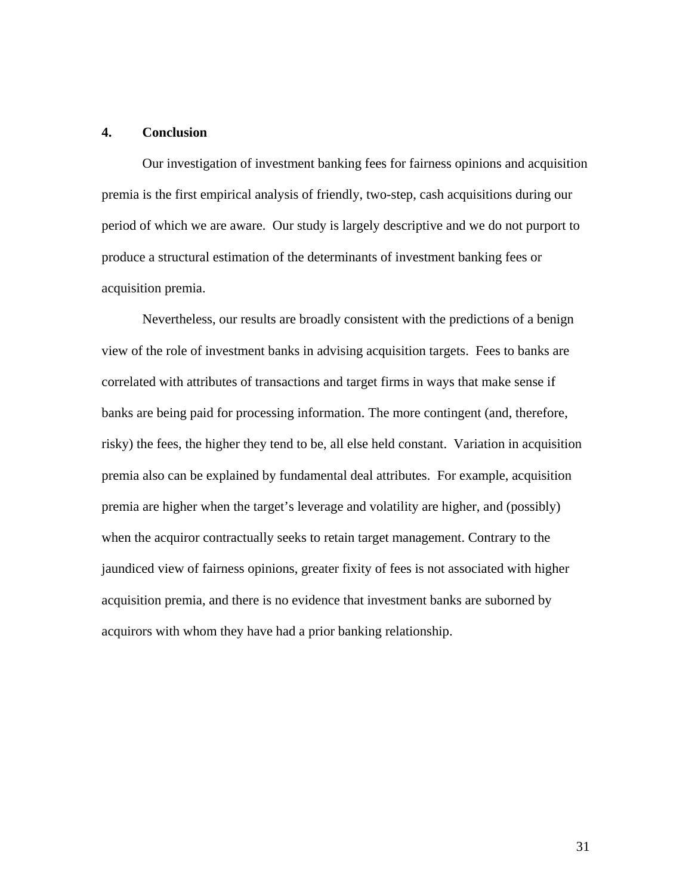## 4. Conclusion

Our investigation of investment banking fees for fairness opinions and acquisition premia is the first empirical analysis of friendly, two-step, cash acquisitions during our period of which we are aware. Our study is largely descriptive and we do not purport to produce a structural estimation of the determinants of investment banking fees or acquisition premia.

Nevertheless, our results are broadly consistent with the predictions of a benign view of the role of investment banks in advising acquisition targets. Fees to banks are correlated with attributes of transactions and target firms in ways that make sense if banks are being paid for processing information. The more contingent (and, therefore, risky) the fees, the higher they tend to be, all else held constant. Variation in acquisition premia also can be explained by fundamental deal attributes. For example, acquisition premia are higher when the target's leverage and volatility are higher, and (possibly) when the acquiror contractually seeks to retain target management. Contrary to the jaundiced view of fairness opinions, greater fixity of fees is not associated with higher acquisition premia, and there is no evidence that investment banks are suborned by acquirors with whom they have had a prior banking relationship.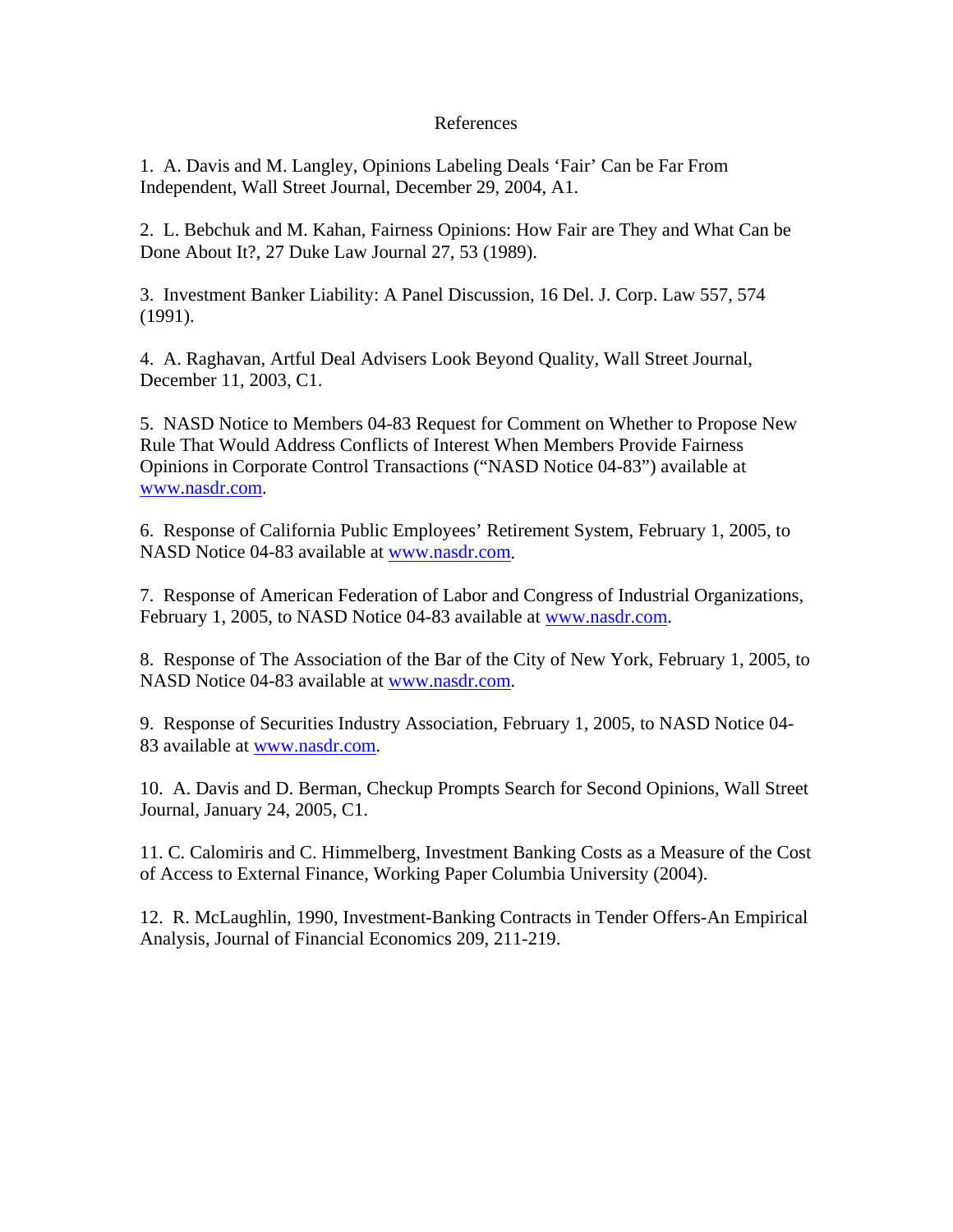# References

1. A. Davis and M. Langley, Opinions Labeling Deals 'Fair' Can be Far From Independent, Wall Street Journal, December 29, 2004, A1.

2. L. Bebchuk and M. Kahan, Fairness Opinions: How Fair are They and What Can be Done About It?, 27 Duke Law Journal 27, 53 (1989).

3. Investment Banker Liability: A Panel Discussion, 16 Del. J. Corp. Law 557, 574 (1991).

4. A. Raghavan, Artful Deal Advisers Look Beyond Quality, Wall Street Journal, December 11, 2003, C1.

5. NASD Notice to Members 04-83 Request for Comment on Whether to Propose New Rule That Would Address Conflicts of Interest When Members Provide Fairness Opinions in Corporate Control Transactions ("NASD Notice 04-83") available at www.nasdr.com.

6. Response of California Public Employees' Retirement System, February 1, 2005, to NASD Notice 04-83 available at www.nasdr.com.

7. Response of American Federation of Labor and Congress of Industrial Organizations, February 1, 2005, to NASD Notice 04-83 available at www.nasdr.com.

8. Response of The Association of the Bar of the City of New York, February 1, 2005, to NASD Notice 04-83 available at www.nasdr.com.

9. Response of Securities Industry Association, February 1, 2005, to NASD Notice 04-83 available at www.nasdr.com.

10. A. Davis and D. Berman, Checkup Prompts Search for Second Opinions, Wall Street Journal, January 24, 2005, C1.

11. C. Calomiris and C. Himmelberg, Investment Banking Costs as a Measure of the Cost of Access to External Finance, Working Paper Columbia University (2004).

12. R. McLaughlin, 1990, Investment-Banking Contracts in Tender Offers-An Empirical Analysis, Journal of Financial Economics 209, 211-219.